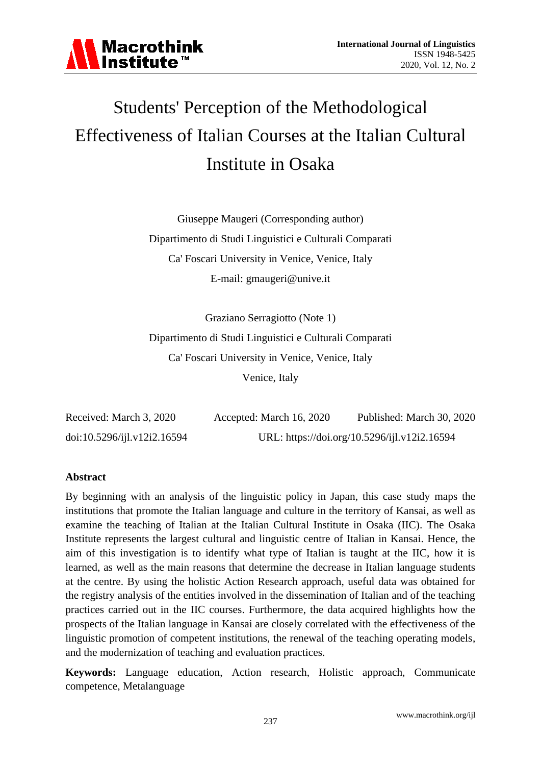# Students' Perception of the Methodological Effectiveness of Italian Courses at the Italian Cultural Institute in Osaka

Giuseppe Maugeri (Corresponding author)

Dipartimento di Studi Linguistici e Culturali Comparati

Ca' Foscari University in Venice, Venice, Italy

E-mail: gmaugeri@unive.it

Graziano Serragiotto (Note 1)

Dipartimento di Studi Linguistici e Culturali Comparati

Ca' Foscari University in Venice, Venice, Italy

Venice, Italy

Received: March 3, 2020  Accepted: March 16, 2020  Published: March 30, 2020

doi:10.5296/ijl.v12i2.16594  URL: https://doi.org/10.5296/ijl.v12i2.16594

## Abstract

By beginning with an analysis of the linguistic policy in Japan, this case study maps the institutions that promote the Italian language and culture in the territory of Kansai, as well as examine the teaching of Italian at the Italian Cultural Institute in Osaka (IIC). The Osaka Institute represents the largest cultural and linguistic centre of Italian in Kansai. Hence, the aim of this investigation is to identify what type of Italian is taught at the IIC, how it is learned, as well as the main reasons that determine the decrease in Italian language students at the centre. By using the holistic Action Research approach, useful data was obtained for the registry analysis of the entities involved in the dissemination of Italian and of the teaching practices carried out in the IIC courses. Furthermore, the data acquired highlights how the prospects of the Italian language in Kansai are closely correlated with the effectiveness of the linguistic promotion of competent institutions, the renewal of the teaching operating models, and the modernization of teaching and evaluation practices.

**Keywords:** Language education, Action research, Holistic approach, Communicate competence, Metalanguage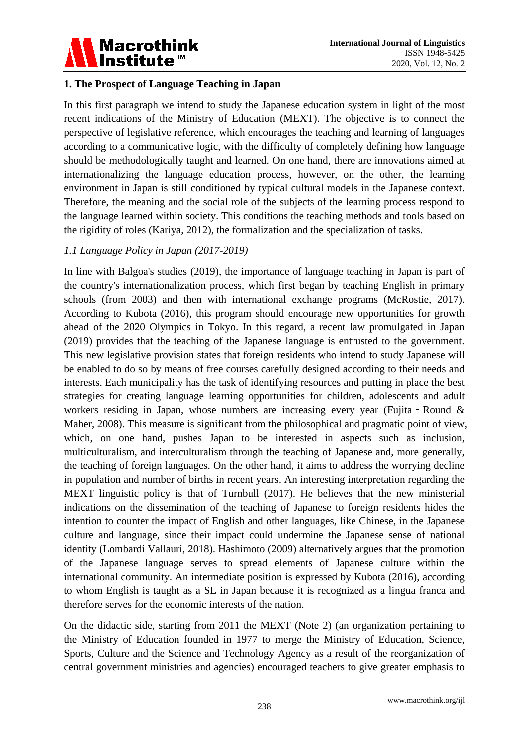## 1. The Prospect of Language Teaching in Japan

In this first paragraph we intend to study the Japanese education system in light of the most recent indications of the Ministry of Education (MEXT). The objective is to connect the perspective of legislative reference, which encourages the teaching and learning of languages according to a communicative logic, with the difficulty of completely defining how language should be methodologically taught and learned. On one hand, there are innovations aimed at internationalizing the language education process, however, on the other, the learning environment in Japan is still conditioned by typical cultural models in the Japanese context. Therefore, the meaning and the social role of the subjects of the learning process respond to the language learned within society. This conditions the teaching methods and tools based on the rigidity of roles (Kariya, 2012), the formalization and the specialization of tasks.

### *1.1 Language Policy in Japan (2017-2019)*

In line with Balgoa's studies (2019), the importance of language teaching in Japan is part of the country's internationalization process, which first began by teaching English in primary schools (from 2003) and then with international exchange programs (McRostie, 2017). According to Kubota (2016), this program should encourage new opportunities for growth ahead of the 2020 Olympics in Tokyo. In this regard, a recent law promulgated in Japan (2019) provides that the teaching of the Japanese language is entrusted to the government. This new legislative provision states that foreign residents who intend to study Japanese will be enabled to do so by means of free courses carefully designed according to their needs and interests. Each municipality has the task of identifying resources and putting in place the best strategies for creating language learning opportunities for children, adolescents and adult workers residing in Japan, whose numbers are increasing every year (Fujita‐Round & Maher, 2008). This measure is significant from the philosophical and pragmatic point of view, which, on one hand, pushes Japan to be interested in aspects such as inclusion, multiculturalism, and interculturalism through the teaching of Japanese and, more generally, the teaching of foreign languages. On the other hand, it aims to address the worrying decline in population and number of births in recent years. An interesting interpretation regarding the MEXT linguistic policy is that of Turnbull (2017). He believes that the new ministerial indications on the dissemination of the teaching of Japanese to foreign residents hides the intention to counter the impact of English and other languages, like Chinese, in the Japanese culture and language, since their impact could undermine the Japanese sense of national identity (Lombardi Vallauri, 2018). Hashimoto (2009) alternatively argues that the promotion of the Japanese language serves to spread elements of Japanese culture within the international community. An intermediate position is expressed by Kubota (2016), according to whom English is taught as a SL in Japan because it is recognized as a lingua franca and therefore serves for the economic interests of the nation.

On the didactic side, starting from 2011 the MEXT (Note 2) (an organization pertaining to the Ministry of Education founded in 1977 to merge the Ministry of Education, Science, Sports, Culture and the Science and Technology Agency as a result of the reorganization of central government ministries and agencies) encouraged teachers to give greater emphasis to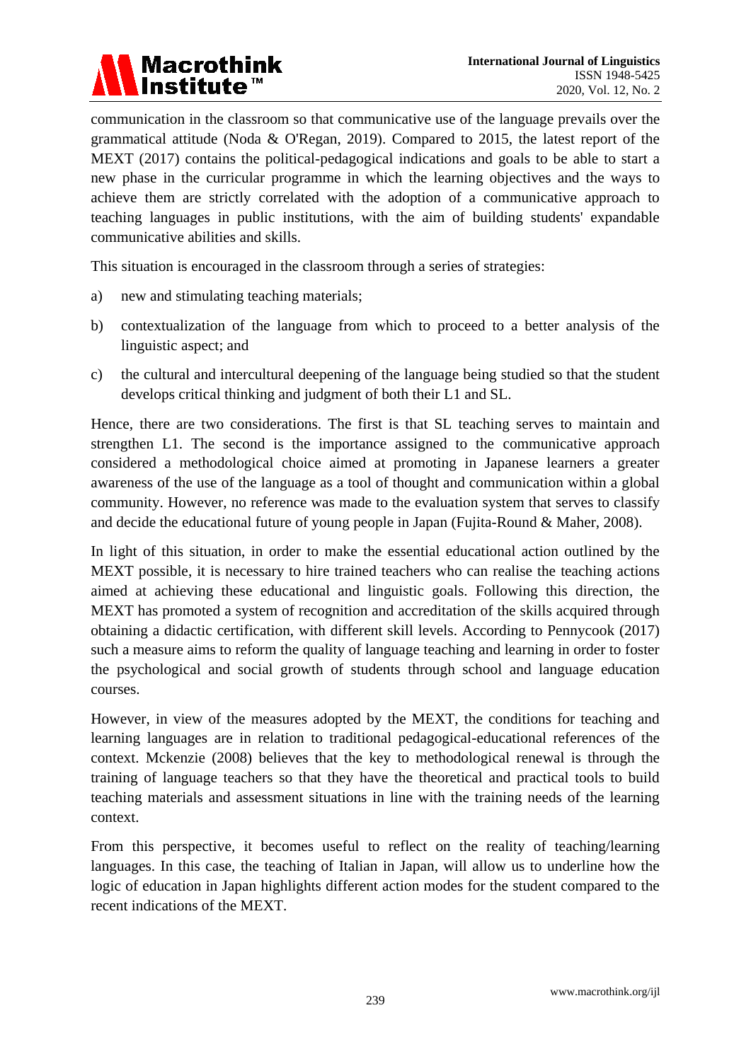communication in the classroom so that communicative use of the language prevails over the grammatical attitude (Noda & O'Regan, 2019). Compared to 2015, the latest report of the MEXT (2017) contains the political-pedagogical indications and goals to be able to start a new phase in the curricular programme in which the learning objectives and the ways to achieve them are strictly correlated with the adoption of a communicative approach to teaching languages in public institutions, with the aim of building students' expandable communicative abilities and skills.

This situation is encouraged in the classroom through a series of strategies:

a) new and stimulating teaching materials;

b) contextualization of the language from which to proceed to a better analysis of the linguistic aspect; and

c) the cultural and intercultural deepening of the language being studied so that the student develops critical thinking and judgment of both their L1 and SL.

Hence, there are two considerations. The first is that SL teaching serves to maintain and strengthen L1. The second is the importance assigned to the communicative approach considered a methodological choice aimed at promoting in Japanese learners a greater awareness of the use of the language as a tool of thought and communication within a global community. However, no reference was made to the evaluation system that serves to classify and decide the educational future of young people in Japan (Fujita-Round & Maher, 2008).

In light of this situation, in order to make the essential educational action outlined by the MEXT possible, it is necessary to hire trained teachers who can realise the teaching actions aimed at achieving these educational and linguistic goals. Following this direction, the MEXT has promoted a system of recognition and accreditation of the skills acquired through obtaining a didactic certification, with different skill levels. According to Pennycook (2017) such a measure aims to reform the quality of language teaching and learning in order to foster the psychological and social growth of students through school and language education courses.

However, in view of the measures adopted by the MEXT, the conditions for teaching and learning languages are in relation to traditional pedagogical-educational references of the context. Mckenzie (2008) believes that the key to methodological renewal is through the training of language teachers so that they have the theoretical and practical tools to build teaching materials and assessment situations in line with the training needs of the learning context.

From this perspective, it becomes useful to reflect on the reality of teaching/learning languages. In this case, the teaching of Italian in Japan, will allow us to underline how the logic of education in Japan highlights different action modes for the student compared to the recent indications of the MEXT.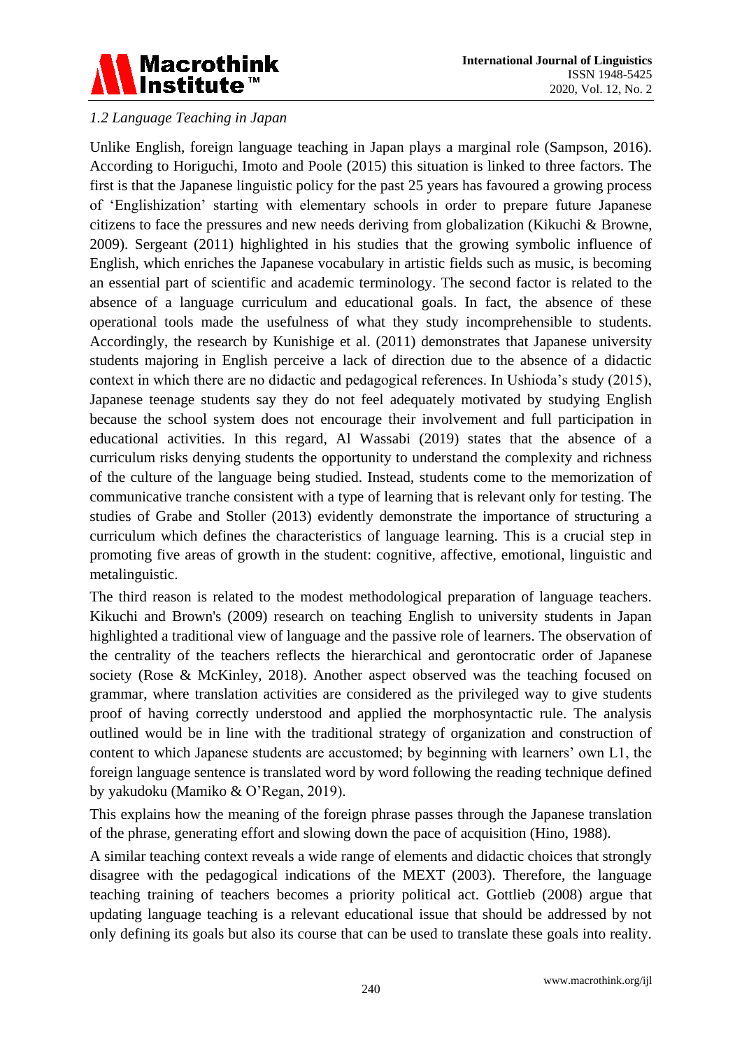*1.2 Language Teaching in Japan*

Unlike English, foreign language teaching in Japan plays a marginal role (Sampson, 2016). According to Horiguchi, Imoto and Poole (2015) this situation is linked to three factors. The first is that the Japanese linguistic policy for the past 25 years has favoured a growing process of 'Englishization' starting with elementary schools in order to prepare future Japanese citizens to face the pressures and new needs deriving from globalization (Kikuchi & Browne, 2009). Sergeant (2011) highlighted in his studies that the growing symbolic influence of English, which enriches the Japanese vocabulary in artistic fields such as music, is becoming an essential part of scientific and academic terminology. The second factor is related to the absence of a language curriculum and educational goals. In fact, the absence of these operational tools made the usefulness of what they study incomprehensible to students. Accordingly, the research by Kunishige et al. (2011) demonstrates that Japanese university students majoring in English perceive a lack of direction due to the absence of a didactic context in which there are no didactic and pedagogical references. In Ushioda's study (2015), Japanese teenage students say they do not feel adequately motivated by studying English because the school system does not encourage their involvement and full participation in educational activities. In this regard, Al Wassabi (2019) states that the absence of a curriculum risks denying students the opportunity to understand the complexity and richness of the culture of the language being studied. Instead, students come to the memorization of communicative tranche consistent with a type of learning that is relevant only for testing. The studies of Grabe and Stoller (2013) evidently demonstrate the importance of structuring a curriculum which defines the characteristics of language learning. This is a crucial step in promoting five areas of growth in the student: cognitive, affective, emotional, linguistic and metalinguistic.

The third reason is related to the modest methodological preparation of language teachers. Kikuchi and Brown's (2009) research on teaching English to university students in Japan highlighted a traditional view of language and the passive role of learners. The observation of the centrality of the teachers reflects the hierarchical and gerontocratic order of Japanese society (Rose & McKinley, 2018). Another aspect observed was the teaching focused on grammar, where translation activities are considered as the privileged way to give students proof of having correctly understood and applied the morphosyntactic rule. The analysis outlined would be in line with the traditional strategy of organization and construction of content to which Japanese students are accustomed; by beginning with learners' own L1, the foreign language sentence is translated word by word following the reading technique defined by yakudoku (Mamiko & O'Regan, 2019).

This explains how the meaning of the foreign phrase passes through the Japanese translation of the phrase, generating effort and slowing down the pace of acquisition (Hino, 1988).

A similar teaching context reveals a wide range of elements and didactic choices that strongly disagree with the pedagogical indications of the MEXT (2003). Therefore, the language teaching training of teachers becomes a priority political act. Gottlieb (2008) argue that updating language teaching is a relevant educational issue that should be addressed by not only defining its goals but also its course that can be used to translate these goals into reality.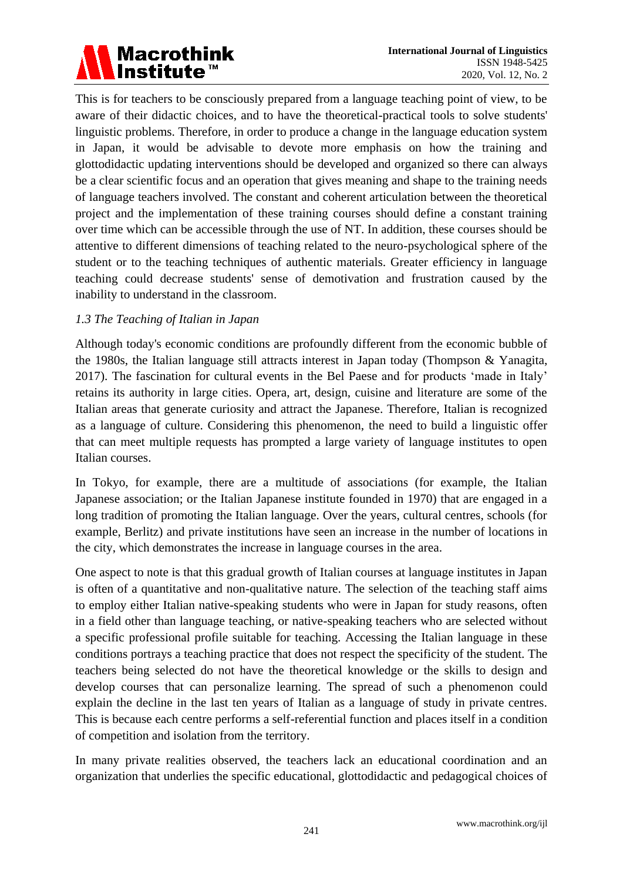This is for teachers to be consciously prepared from a language teaching point of view, to be aware of their didactic choices, and to have the theoretical-practical tools to solve students' linguistic problems. Therefore, in order to produce a change in the language education system in Japan, it would be advisable to devote more emphasis on how the training and glottodidactic updating interventions should be developed and organized so there can always be a clear scientific focus and an operation that gives meaning and shape to the training needs of language teachers involved. The constant and coherent articulation between the theoretical project and the implementation of these training courses should define a constant training over time which can be accessible through the use of NT. In addition, these courses should be attentive to different dimensions of teaching related to the neuro-psychological sphere of the student or to the teaching techniques of authentic materials. Greater efficiency in language teaching could decrease students' sense of demotivation and frustration caused by the inability to understand in the classroom.

### *1.3 The Teaching of Italian in Japan*

Although today's economic conditions are profoundly different from the economic bubble of the 1980s, the Italian language still attracts interest in Japan today (Thompson & Yanagita, 2017). The fascination for cultural events in the Bel Paese and for products 'made in Italy' retains its authority in large cities. Opera, art, design, cuisine and literature are some of the Italian areas that generate curiosity and attract the Japanese. Therefore, Italian is recognized as a language of culture. Considering this phenomenon, the need to build a linguistic offer that can meet multiple requests has prompted a large variety of language institutes to open Italian courses.

In Tokyo, for example, there are a multitude of associations (for example, the Italian Japanese association; or the Italian Japanese institute founded in 1970) that are engaged in a long tradition of promoting the Italian language. Over the years, cultural centres, schools (for example, Berlitz) and private institutions have seen an increase in the number of locations in the city, which demonstrates the increase in language courses in the area.

One aspect to note is that this gradual growth of Italian courses at language institutes in Japan is often of a quantitative and non-qualitative nature. The selection of the teaching staff aims to employ either Italian native-speaking students who were in Japan for study reasons, often in a field other than language teaching, or native-speaking teachers who are selected without a specific professional profile suitable for teaching. Accessing the Italian language in these conditions portrays a teaching practice that does not respect the specificity of the student. The teachers being selected do not have the theoretical knowledge or the skills to design and develop courses that can personalize learning. The spread of such a phenomenon could explain the decline in the last ten years of Italian as a language of study in private centres. This is because each centre performs a self-referential function and places itself in a condition of competition and isolation from the territory.

In many private realities observed, the teachers lack an educational coordination and an organization that underlies the specific educational, glottodidactic and pedagogical choices of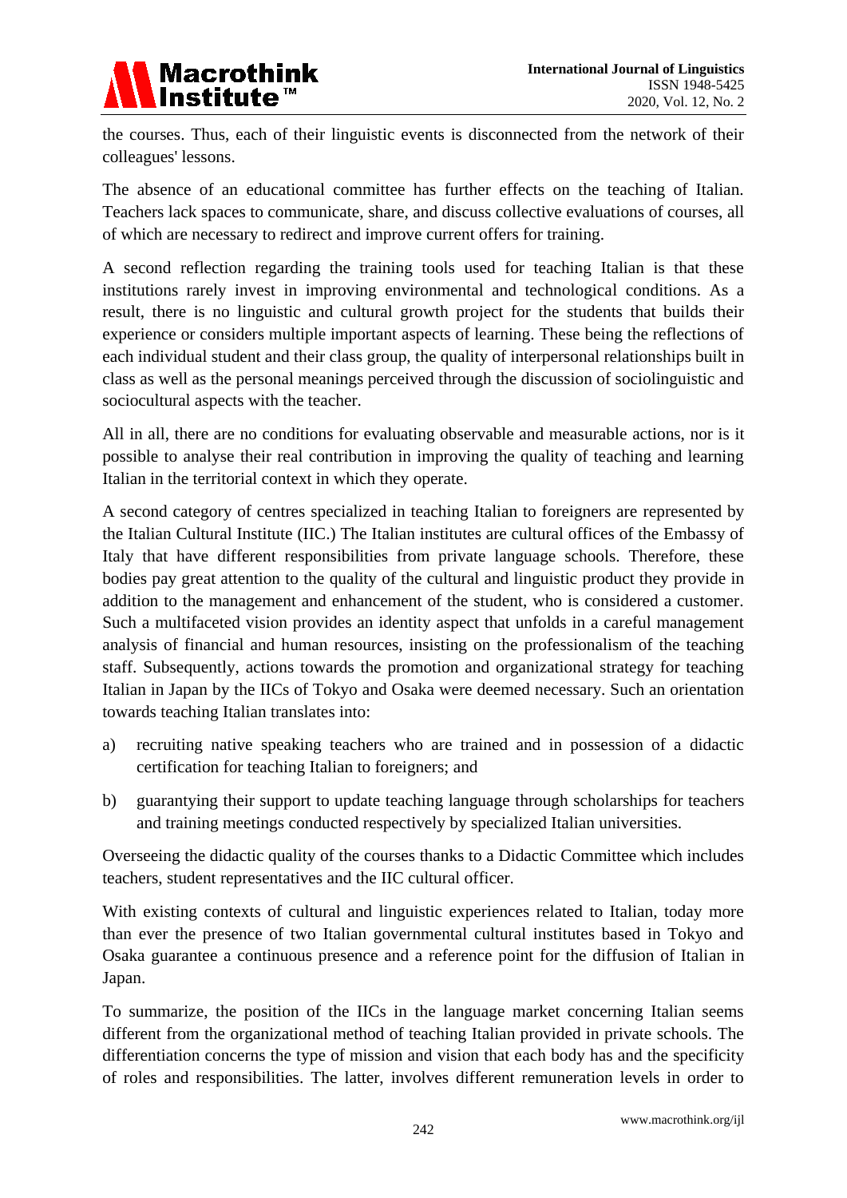the courses. Thus, each of their linguistic events is disconnected from the network of their colleagues' lessons.

The absence of an educational committee has further effects on the teaching of Italian. Teachers lack spaces to communicate, share, and discuss collective evaluations of courses, all of which are necessary to redirect and improve current offers for training.

A second reflection regarding the training tools used for teaching Italian is that these institutions rarely invest in improving environmental and technological conditions. As a result, there is no linguistic and cultural growth project for the students that builds their experience or considers multiple important aspects of learning. These being the reflections of each individual student and their class group, the quality of interpersonal relationships built in class as well as the personal meanings perceived through the discussion of sociolinguistic and sociocultural aspects with the teacher.

All in all, there are no conditions for evaluating observable and measurable actions, nor is it possible to analyse their real contribution in improving the quality of teaching and learning Italian in the territorial context in which they operate.

A second category of centres specialized in teaching Italian to foreigners are represented by the Italian Cultural Institute (IIC.) The Italian institutes are cultural offices of the Embassy of Italy that have different responsibilities from private language schools. Therefore, these bodies pay great attention to the quality of the cultural and linguistic product they provide in addition to the management and enhancement of the student, who is considered a customer. Such a multifaceted vision provides an identity aspect that unfolds in a careful management analysis of financial and human resources, insisting on the professionalism of the teaching staff. Subsequently, actions towards the promotion and organizational strategy for teaching Italian in Japan by the IICs of Tokyo and Osaka were deemed necessary. Such an orientation towards teaching Italian translates into:

a) recruiting native speaking teachers who are trained and in possession of a didactic certification for teaching Italian to foreigners; and

b) guarantying their support to update teaching language through scholarships for teachers and training meetings conducted respectively by specialized Italian universities.

Overseeing the didactic quality of the courses thanks to a Didactic Committee which includes teachers, student representatives and the IIC cultural officer.

With existing contexts of cultural and linguistic experiences related to Italian, today more than ever the presence of two Italian governmental cultural institutes based in Tokyo and Osaka guarantee a continuous presence and a reference point for the diffusion of Italian in Japan.

To summarize, the position of the IICs in the language market concerning Italian seems different from the organizational method of teaching Italian provided in private schools. The differentiation concerns the type of mission and vision that each body has and the specificity of roles and responsibilities. The latter, involves different remuneration levels in order to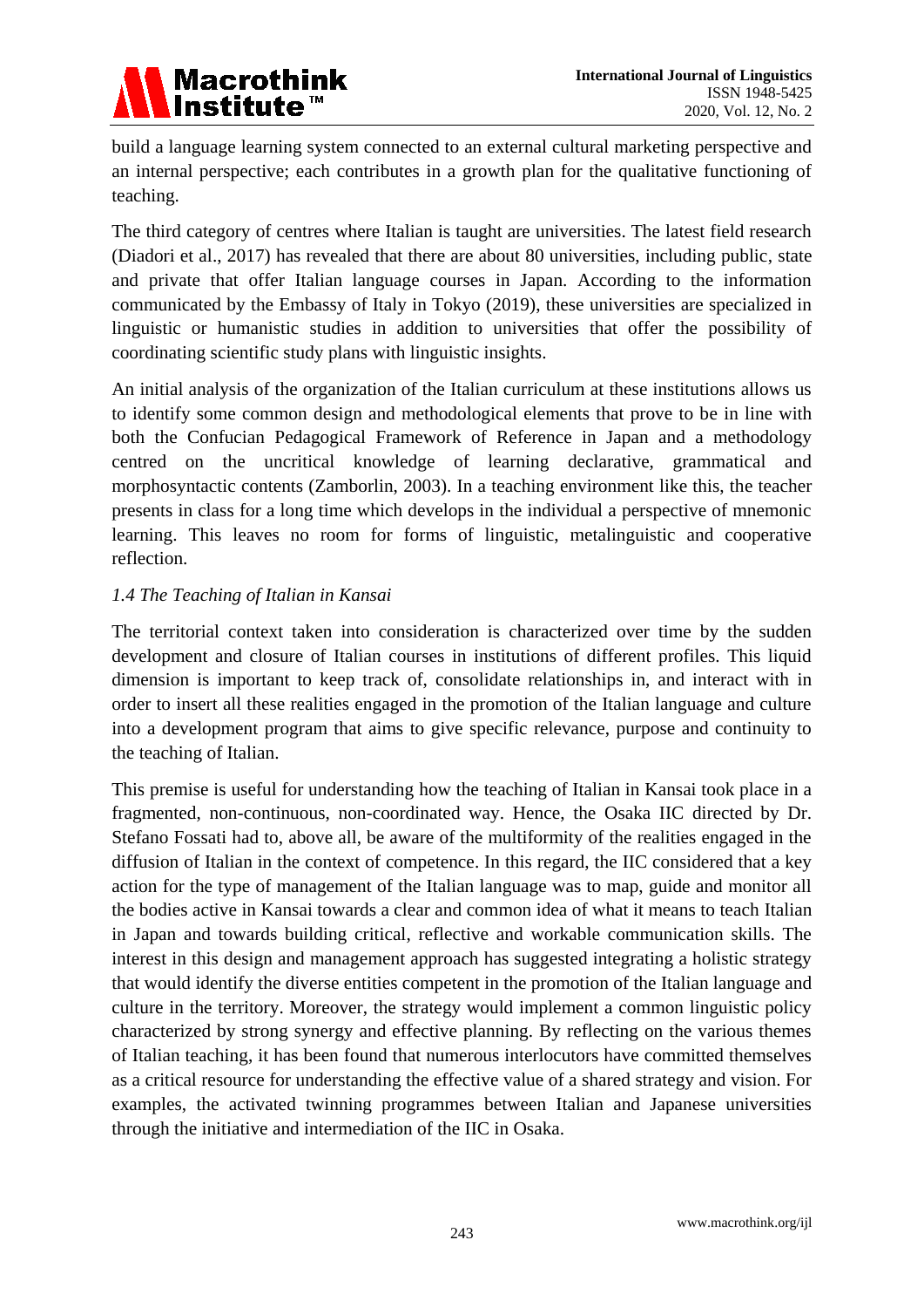build a language learning system connected to an external cultural marketing perspective and an internal perspective; each contributes in a growth plan for the qualitative functioning of teaching.

The third category of centres where Italian is taught are universities. The latest field research (Diadori et al., 2017) has revealed that there are about 80 universities, including public, state and private that offer Italian language courses in Japan. According to the information communicated by the Embassy of Italy in Tokyo (2019), these universities are specialized in linguistic or humanistic studies in addition to universities that offer the possibility of coordinating scientific study plans with linguistic insights.

An initial analysis of the organization of the Italian curriculum at these institutions allows us to identify some common design and methodological elements that prove to be in line with both the Confucian Pedagogical Framework of Reference in Japan and a methodology centred on the uncritical knowledge of learning declarative, grammatical and morphosyntactic contents (Zamborlin, 2003). In a teaching environment like this, the teacher presents in class for a long time which develops in the individual a perspective of mnemonic learning. This leaves no room for forms of linguistic, metalinguistic and cooperative reflection.

### *1.4 The Teaching of Italian in Kansai*

The territorial context taken into consideration is characterized over time by the sudden development and closure of Italian courses in institutions of different profiles. This liquid dimension is important to keep track of, consolidate relationships in, and interact with in order to insert all these realities engaged in the promotion of the Italian language and culture into a development program that aims to give specific relevance, purpose and continuity to the teaching of Italian.

This premise is useful for understanding how the teaching of Italian in Kansai took place in a fragmented, non-continuous, non-coordinated way. Hence, the Osaka IIC directed by Dr. Stefano Fossati had to, above all, be aware of the multiformity of the realities engaged in the diffusion of Italian in the context of competence. In this regard, the IIC considered that a key action for the type of management of the Italian language was to map, guide and monitor all the bodies active in Kansai towards a clear and common idea of what it means to teach Italian in Japan and towards building critical, reflective and workable communication skills. The interest in this design and management approach has suggested integrating a holistic strategy that would identify the diverse entities competent in the promotion of the Italian language and culture in the territory. Moreover, the strategy would implement a common linguistic policy characterized by strong synergy and effective planning. By reflecting on the various themes of Italian teaching, it has been found that numerous interlocutors have committed themselves as a critical resource for understanding the effective value of a shared strategy and vision. For examples, the activated twinning programmes between Italian and Japanese universities through the initiative and intermediation of the IIC in Osaka.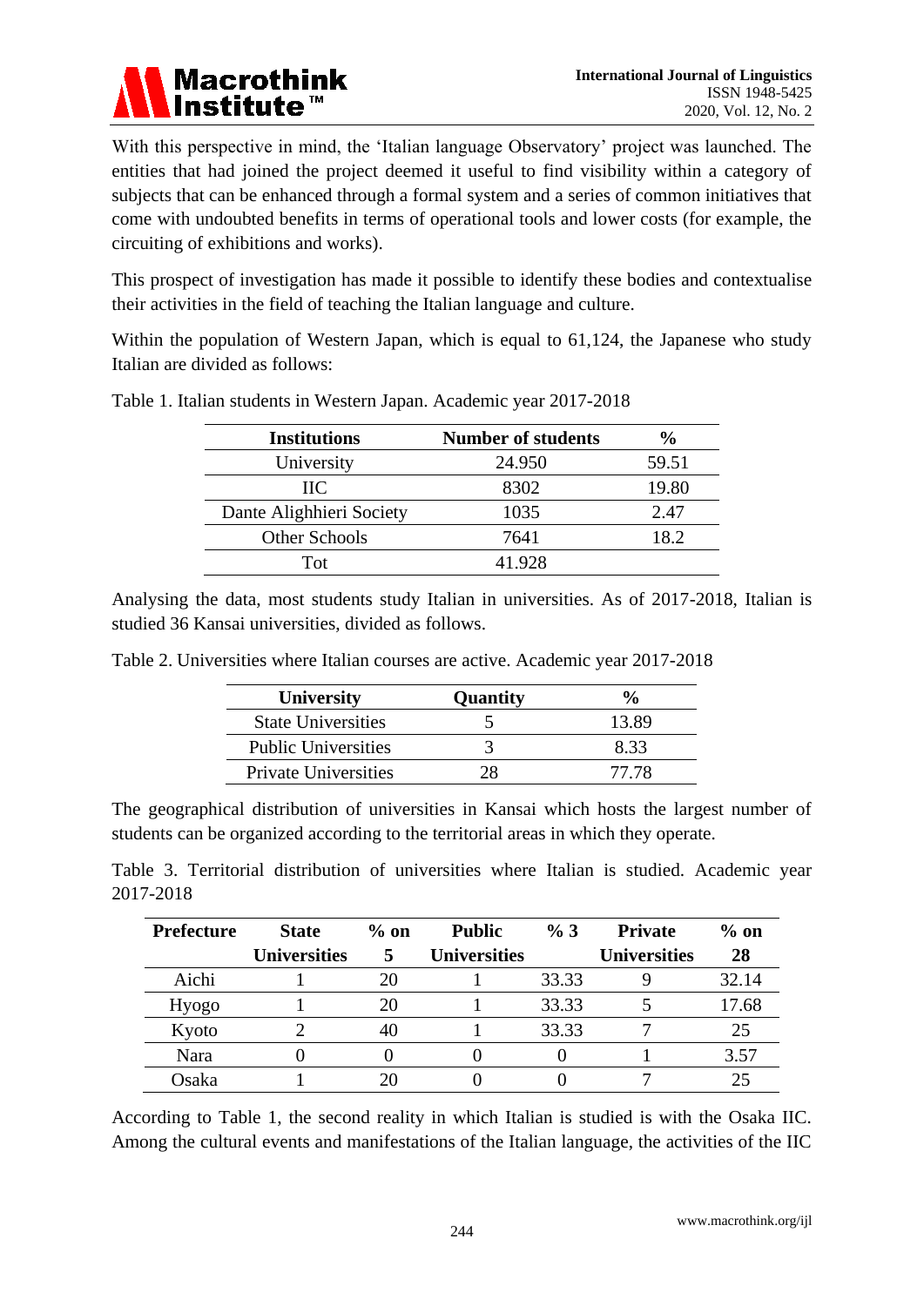With this perspective in mind, the 'Italian language Observatory' project was launched. The entities that had joined the project deemed it useful to find visibility within a category of subjects that can be enhanced through a formal system and a series of common initiatives that come with undoubted benefits in terms of operational tools and lower costs (for example, the circuiting of exhibitions and works).

This prospect of investigation has made it possible to identify these bodies and contextualise their activities in the field of teaching the Italian language and culture.

Within the population of Western Japan, which is equal to 61,124, the Japanese who study Italian are divided as follows:

Table 1. Italian students in Western Japan. Academic year 2017-2018

| Institutions | Number of students | % |
|---|---|---|
| University | 24.950 | 59.51 |
| IIC | 8302 | 19.80 |
| Dante Alighhieri Society | 1035 | 2.47 |
| Other Schools | 7641 | 18.2 |
| Tot | 41.928 | |

Analysing the data, most students study Italian in universities. As of 2017-2018, Italian is studied 36 Kansai universities, divided as follows.

Table 2. Universities where Italian courses are active. Academic year 2017-2018

| University | Quantity | % |
|---|---|---|
| State Universities | 5 | 13.89 |
| Public Universities | 3 | 8.33 |
| Private Universities | 28 | 77.78 |

The geographical distribution of universities in Kansai which hosts the largest number of students can be organized according to the territorial areas in which they operate.

Table 3. Territorial distribution of universities where Italian is studied. Academic year 2017-2018

| Prefecture | State Universities | % on 5 | Public Universities | % 3 | Private Universities | % on 28 |
|---|---|---|---|---|---|---|
| Aichi | 1 | 20 | 1 | 33.33 | 9 | 32.14 |
| Hyogo | 1 | 20 | 1 | 33.33 | 5 | 17.68 |
| Kyoto | 2 | 40 | 1 | 33.33 | 7 | 25 |
| Nara | 0 | 0 | 0 | 0 | 1 | 3.57 |
| Osaka | 1 | 20 | 0 | 0 | 7 | 25 |

According to Table 1, the second reality in which Italian is studied is with the Osaka IIC. Among the cultural events and manifestations of the Italian language, the activities of the IIC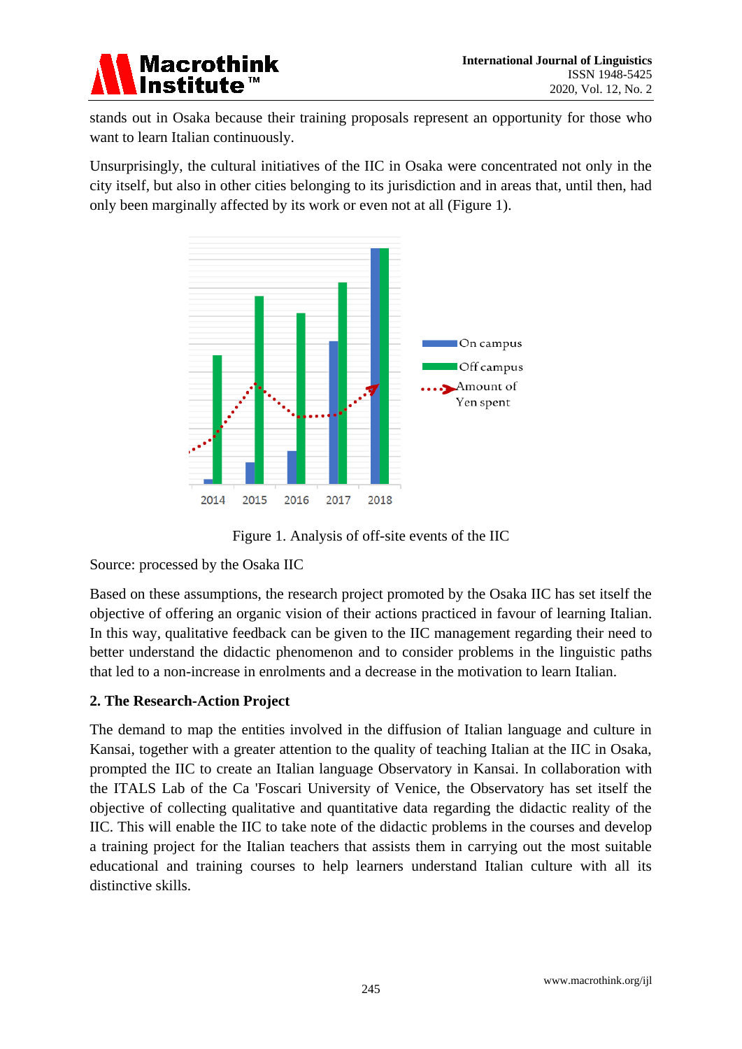stands out in Osaka because their training proposals represent an opportunity for those who want to learn Italian continuously.

Unsurprisingly, the cultural initiatives of the IIC in Osaka were concentrated not only in the city itself, but also in other cities belonging to its jurisdiction and in areas that, until then, had only been marginally affected by its work or even not at all (Figure 1).

Figure 1. Analysis of off-site events of the IIC

Source: processed by the Osaka IIC

Based on these assumptions, the research project promoted by the Osaka IIC has set itself the objective of offering an organic vision of their actions practiced in favour of learning Italian. In this way, qualitative feedback can be given to the IIC management regarding their need to better understand the didactic phenomenon and to consider problems in the linguistic paths that led to a non-increase in enrolments and a decrease in the motivation to learn Italian.

## 2. The Research-Action Project

The demand to map the entities involved in the diffusion of Italian language and culture in Kansai, together with a greater attention to the quality of teaching Italian at the IIC in Osaka, prompted the IIC to create an Italian language Observatory in Kansai. In collaboration with the ITALS Lab of the Ca 'Foscari University of Venice, the Observatory has set itself the objective of collecting qualitative and quantitative data regarding the didactic reality of the IIC. This will enable the IIC to take note of the didactic problems in the courses and develop a training project for the Italian teachers that assists them in carrying out the most suitable educational and training courses to help learners understand Italian culture with all its distinctive skills.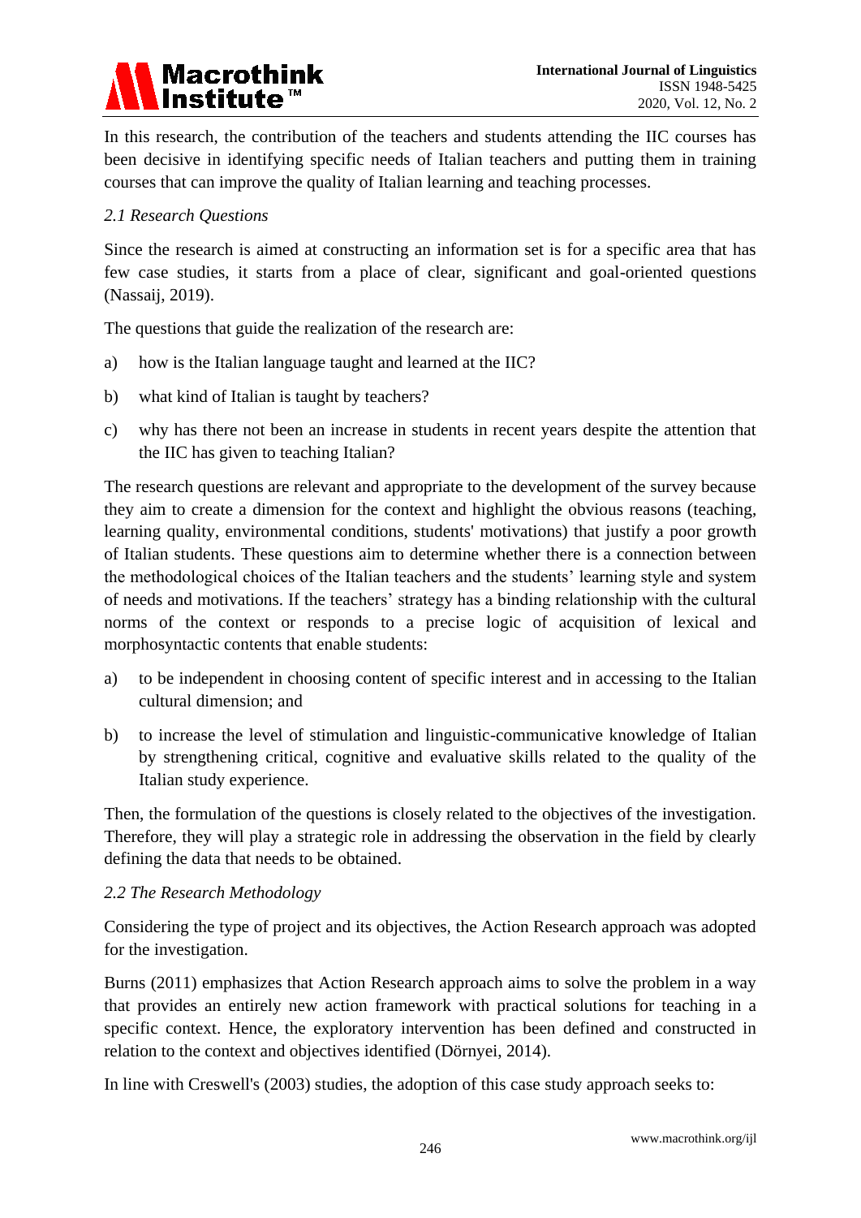In this research, the contribution of the teachers and students attending the IIC courses has been decisive in identifying specific needs of Italian teachers and putting them in training courses that can improve the quality of Italian learning and teaching processes.

### *2.1 Research Questions*

Since the research is aimed at constructing an information set is for a specific area that has few case studies, it starts from a place of clear, significant and goal-oriented questions (Nassaij, 2019).

The questions that guide the realization of the research are:

a) how is the Italian language taught and learned at the IIC?

b) what kind of Italian is taught by teachers?

c) why has there not been an increase in students in recent years despite the attention that the IIC has given to teaching Italian?

The research questions are relevant and appropriate to the development of the survey because they aim to create a dimension for the context and highlight the obvious reasons (teaching, learning quality, environmental conditions, students' motivations) that justify a poor growth of Italian students. These questions aim to determine whether there is a connection between the methodological choices of the Italian teachers and the students' learning style and system of needs and motivations. If the teachers' strategy has a binding relationship with the cultural norms of the context or responds to a precise logic of acquisition of lexical and morphosyntactic contents that enable students:

a) to be independent in choosing content of specific interest and in accessing to the Italian cultural dimension; and

b) to increase the level of stimulation and linguistic-communicative knowledge of Italian by strengthening critical, cognitive and evaluative skills related to the quality of the Italian study experience.

Then, the formulation of the questions is closely related to the objectives of the investigation. Therefore, they will play a strategic role in addressing the observation in the field by clearly defining the data that needs to be obtained.

### *2.2 The Research Methodology*

Considering the type of project and its objectives, the Action Research approach was adopted for the investigation.

Burns (2011) emphasizes that Action Research approach aims to solve the problem in a way that provides an entirely new action framework with practical solutions for teaching in a specific context. Hence, the exploratory intervention has been defined and constructed in relation to the context and objectives identified (Dörnyei, 2014).

In line with Creswell's (2003) studies, the adoption of this case study approach seeks to: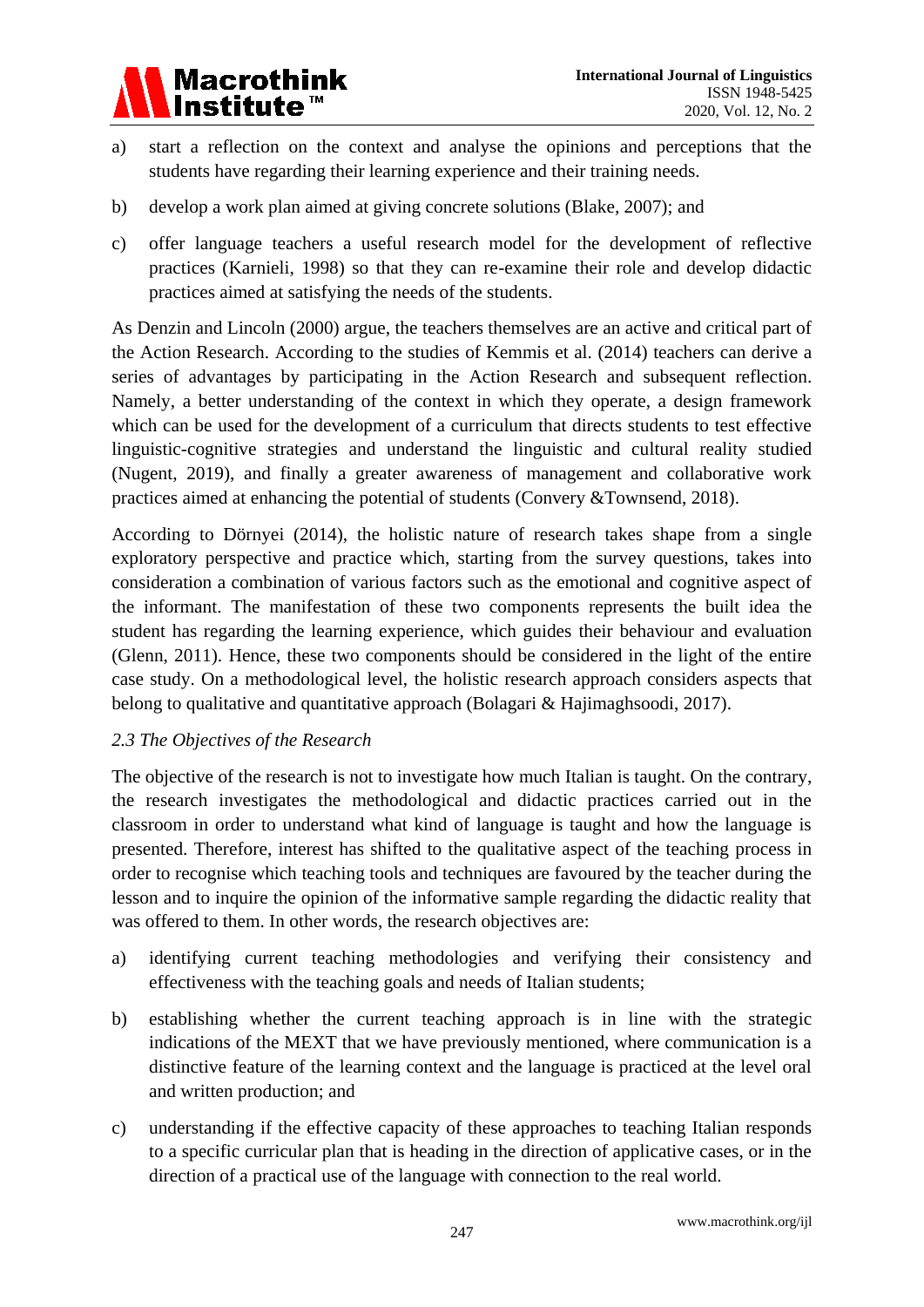a) start a reflection on the context and analyse the opinions and perceptions that the students have regarding their learning experience and their training needs.

b) develop a work plan aimed at giving concrete solutions (Blake, 2007); and

c) offer language teachers a useful research model for the development of reflective practices (Karnieli, 1998) so that they can re-examine their role and develop didactic practices aimed at satisfying the needs of the students.

As Denzin and Lincoln (2000) argue, the teachers themselves are an active and critical part of the Action Research. According to the studies of Kemmis et al. (2014) teachers can derive a series of advantages by participating in the Action Research and subsequent reflection. Namely, a better understanding of the context in which they operate, a design framework which can be used for the development of a curriculum that directs students to test effective linguistic-cognitive strategies and understand the linguistic and cultural reality studied (Nugent, 2019), and finally a greater awareness of management and collaborative work practices aimed at enhancing the potential of students (Convery &Townsend, 2018).

According to Dörnyei (2014), the holistic nature of research takes shape from a single exploratory perspective and practice which, starting from the survey questions, takes into consideration a combination of various factors such as the emotional and cognitive aspect of the informant. The manifestation of these two components represents the built idea the student has regarding the learning experience, which guides their behaviour and evaluation (Glenn, 2011). Hence, these two components should be considered in the light of the entire case study. On a methodological level, the holistic research approach considers aspects that belong to qualitative and quantitative approach (Bolagari & Hajimaghsoodi, 2017).

### *2.3 The Objectives of the Research*

The objective of the research is not to investigate how much Italian is taught. On the contrary, the research investigates the methodological and didactic practices carried out in the classroom in order to understand what kind of language is taught and how the language is presented. Therefore, interest has shifted to the qualitative aspect of the teaching process in order to recognise which teaching tools and techniques are favoured by the teacher during the lesson and to inquire the opinion of the informative sample regarding the didactic reality that was offered to them. In other words, the research objectives are:

a) identifying current teaching methodologies and verifying their consistency and effectiveness with the teaching goals and needs of Italian students;

b) establishing whether the current teaching approach is in line with the strategic indications of the MEXT that we have previously mentioned, where communication is a distinctive feature of the learning context and the language is practiced at the level oral and written production; and

c) understanding if the effective capacity of these approaches to teaching Italian responds to a specific curricular plan that is heading in the direction of applicative cases, or in the direction of a practical use of the language with connection to the real world.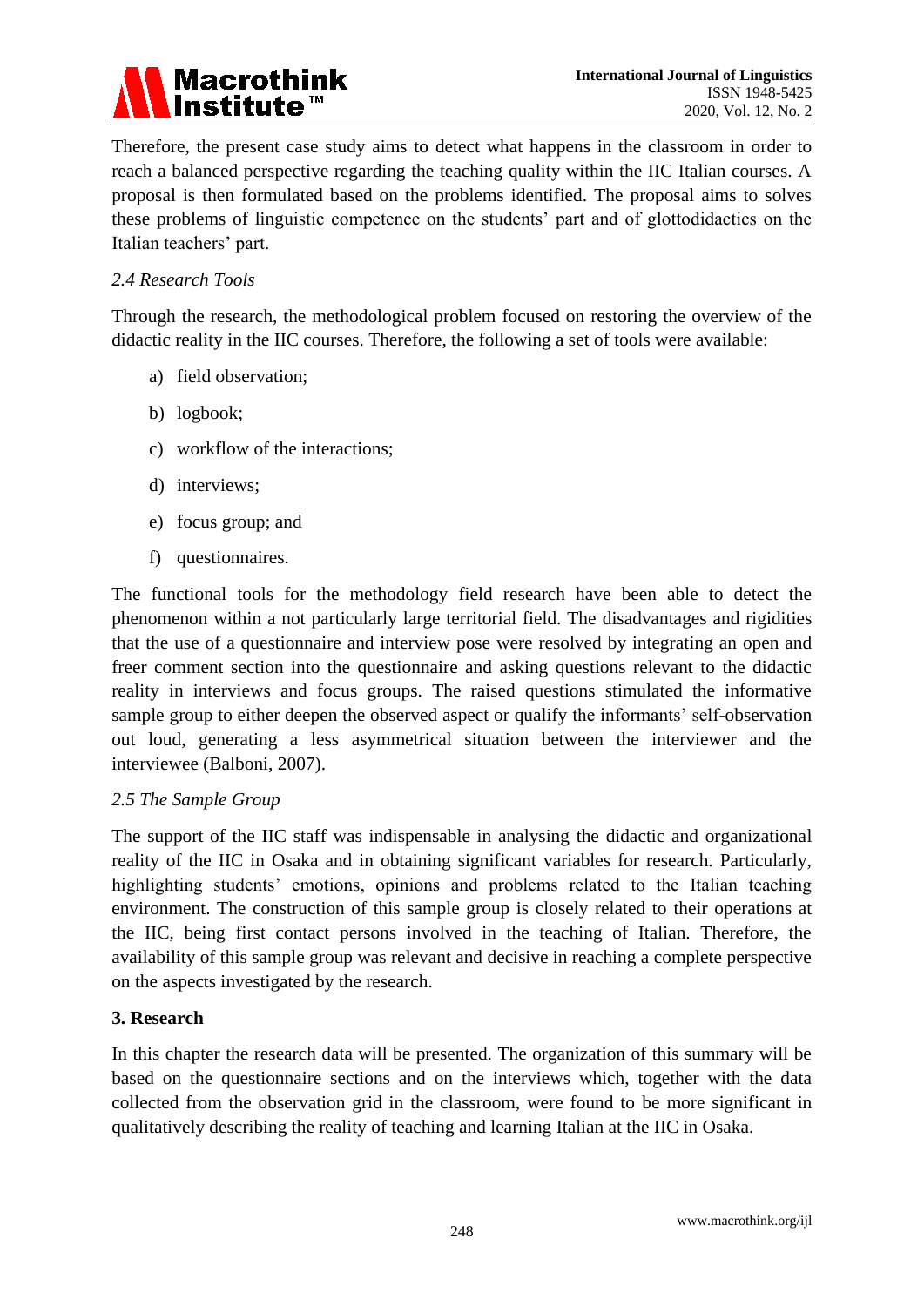Therefore, the present case study aims to detect what happens in the classroom in order to reach a balanced perspective regarding the teaching quality within the IIC Italian courses. A proposal is then formulated based on the problems identified. The proposal aims to solves these problems of linguistic competence on the students' part and of glottodidactics on the Italian teachers' part.

### *2.4 Research Tools*

Through the research, the methodological problem focused on restoring the overview of the didactic reality in the IIC courses. Therefore, the following a set of tools were available:

a) field observation;

b) logbook;

c) workflow of the interactions;

d) interviews;

e) focus group; and

f) questionnaires.

The functional tools for the methodology field research have been able to detect the phenomenon within a not particularly large territorial field. The disadvantages and rigidities that the use of a questionnaire and interview pose were resolved by integrating an open and freer comment section into the questionnaire and asking questions relevant to the didactic reality in interviews and focus groups. The raised questions stimulated the informative sample group to either deepen the observed aspect or qualify the informants' self-observation out loud, generating a less asymmetrical situation between the interviewer and the interviewee (Balboni, 2007).

### *2.5 The Sample Group*

The support of the IIC staff was indispensable in analysing the didactic and organizational reality of the IIC in Osaka and in obtaining significant variables for research. Particularly, highlighting students' emotions, opinions and problems related to the Italian teaching environment. The construction of this sample group is closely related to their operations at the IIC, being first contact persons involved in the teaching of Italian. Therefore, the availability of this sample group was relevant and decisive in reaching a complete perspective on the aspects investigated by the research.

## 3. Research

In this chapter the research data will be presented. The organization of this summary will be based on the questionnaire sections and on the interviews which, together with the data collected from the observation grid in the classroom, were found to be more significant in qualitatively describing the reality of teaching and learning Italian at the IIC in Osaka.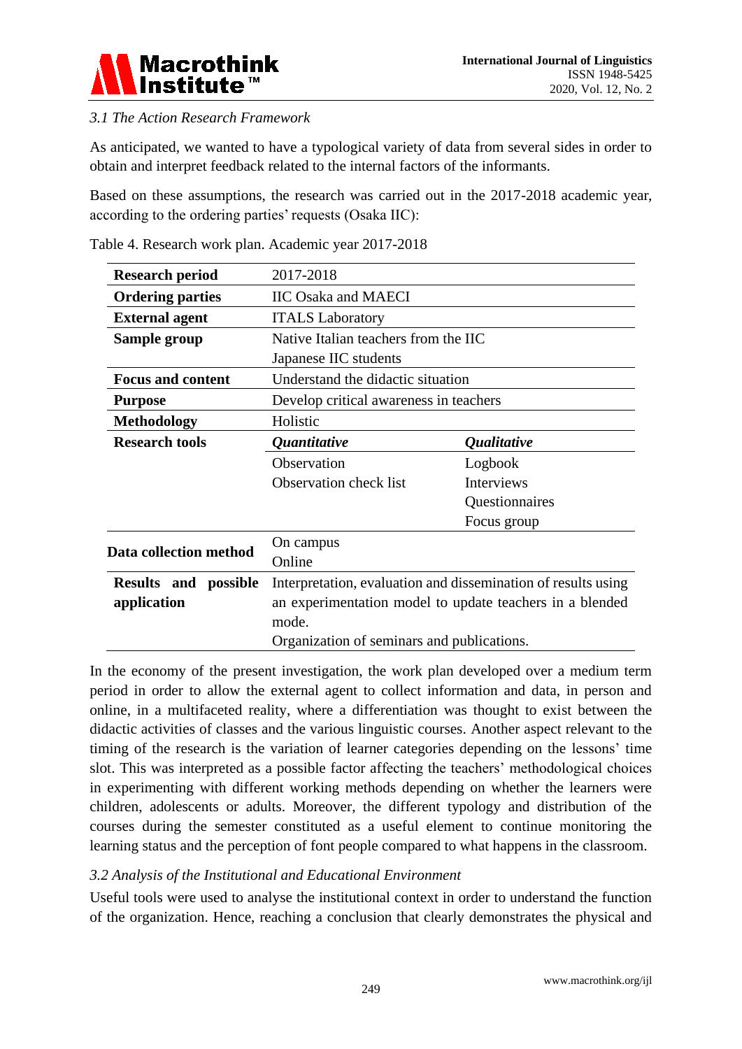*3.1 The Action Research Framework*

As anticipated, we wanted to have a typological variety of data from several sides in order to obtain and interpret feedback related to the internal factors of the informants.

Based on these assumptions, the research was carried out in the 2017-2018 academic year, according to the ordering parties' requests (Osaka IIC):

Table 4. Research work plan. Academic year 2017-2018

| | | |
|---|---|---|
| **Research period** | 2017-2018 | |
| **Ordering parties** | IIC Osaka and MAECI | |
| **External agent** | ITALS Laboratory | |
| **Sample group** | Native Italian teachers from the IIC<br>Japanese IIC students | |
| **Focus and content** | Understand the didactic situation | |
| **Purpose** | Develop critical awareness in teachers | |
| **Methodology** | Holistic | |
| **Research tools** | ***Quantitative*** | ***Qualitative*** |
| | Observation<br>Observation check list | Logbook<br>Interviews<br>Questionnaires<br>Focus group |
| **Data collection method** | On campus<br>Online | |
| **Results and possible application** | Interpretation, evaluation and dissemination of results using an experimentation model to update teachers in a blended mode.<br>Organization of seminars and publications. | |

In the economy of the present investigation, the work plan developed over a medium term period in order to allow the external agent to collect information and data, in person and online, in a multifaceted reality, where a differentiation was thought to exist between the didactic activities of classes and the various linguistic courses. Another aspect relevant to the timing of the research is the variation of learner categories depending on the lessons' time slot. This was interpreted as a possible factor affecting the teachers' methodological choices in experimenting with different working methods depending on whether the learners were children, adolescents or adults. Moreover, the different typology and distribution of the courses during the semester constituted as a useful element to continue monitoring the learning status and the perception of font people compared to what happens in the classroom.

*3.2 Analysis of the Institutional and Educational Environment*

Useful tools were used to analyse the institutional context in order to understand the function of the organization. Hence, reaching a conclusion that clearly demonstrates the physical and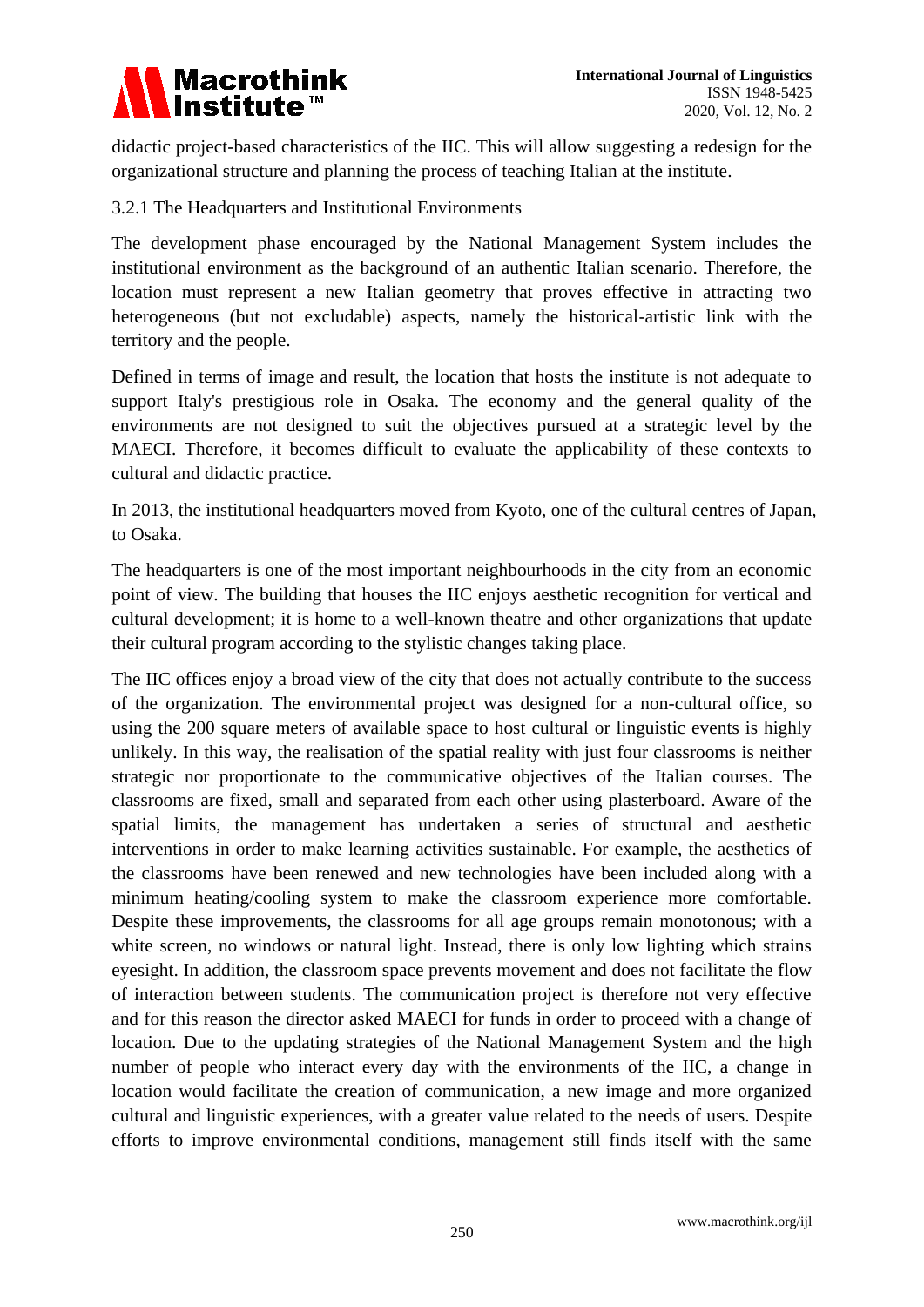didactic project-based characteristics of the IIC. This will allow suggesting a redesign for the organizational structure and planning the process of teaching Italian at the institute.

#### 3.2.1 The Headquarters and Institutional Environments

The development phase encouraged by the National Management System includes the institutional environment as the background of an authentic Italian scenario. Therefore, the location must represent a new Italian geometry that proves effective in attracting two heterogeneous (but not excludable) aspects, namely the historical-artistic link with the territory and the people.

Defined in terms of image and result, the location that hosts the institute is not adequate to support Italy's prestigious role in Osaka. The economy and the general quality of the environments are not designed to suit the objectives pursued at a strategic level by the MAECI. Therefore, it becomes difficult to evaluate the applicability of these contexts to cultural and didactic practice.

In 2013, the institutional headquarters moved from Kyoto, one of the cultural centres of Japan, to Osaka.

The headquarters is one of the most important neighbourhoods in the city from an economic point of view. The building that houses the IIC enjoys aesthetic recognition for vertical and cultural development; it is home to a well-known theatre and other organizations that update their cultural program according to the stylistic changes taking place.

The IIC offices enjoy a broad view of the city that does not actually contribute to the success of the organization. The environmental project was designed for a non-cultural office, so using the 200 square meters of available space to host cultural or linguistic events is highly unlikely. In this way, the realisation of the spatial reality with just four classrooms is neither strategic nor proportionate to the communicative objectives of the Italian courses. The classrooms are fixed, small and separated from each other using plasterboard. Aware of the spatial limits, the management has undertaken a series of structural and aesthetic interventions in order to make learning activities sustainable. For example, the aesthetics of the classrooms have been renewed and new technologies have been included along with a minimum heating/cooling system to make the classroom experience more comfortable. Despite these improvements, the classrooms for all age groups remain monotonous; with a white screen, no windows or natural light. Instead, there is only low lighting which strains eyesight. In addition, the classroom space prevents movement and does not facilitate the flow of interaction between students. The communication project is therefore not very effective and for this reason the director asked MAECI for funds in order to proceed with a change of location. Due to the updating strategies of the National Management System and the high number of people who interact every day with the environments of the IIC, a change in location would facilitate the creation of communication, a new image and more organized cultural and linguistic experiences, with a greater value related to the needs of users. Despite efforts to improve environmental conditions, management still finds itself with the same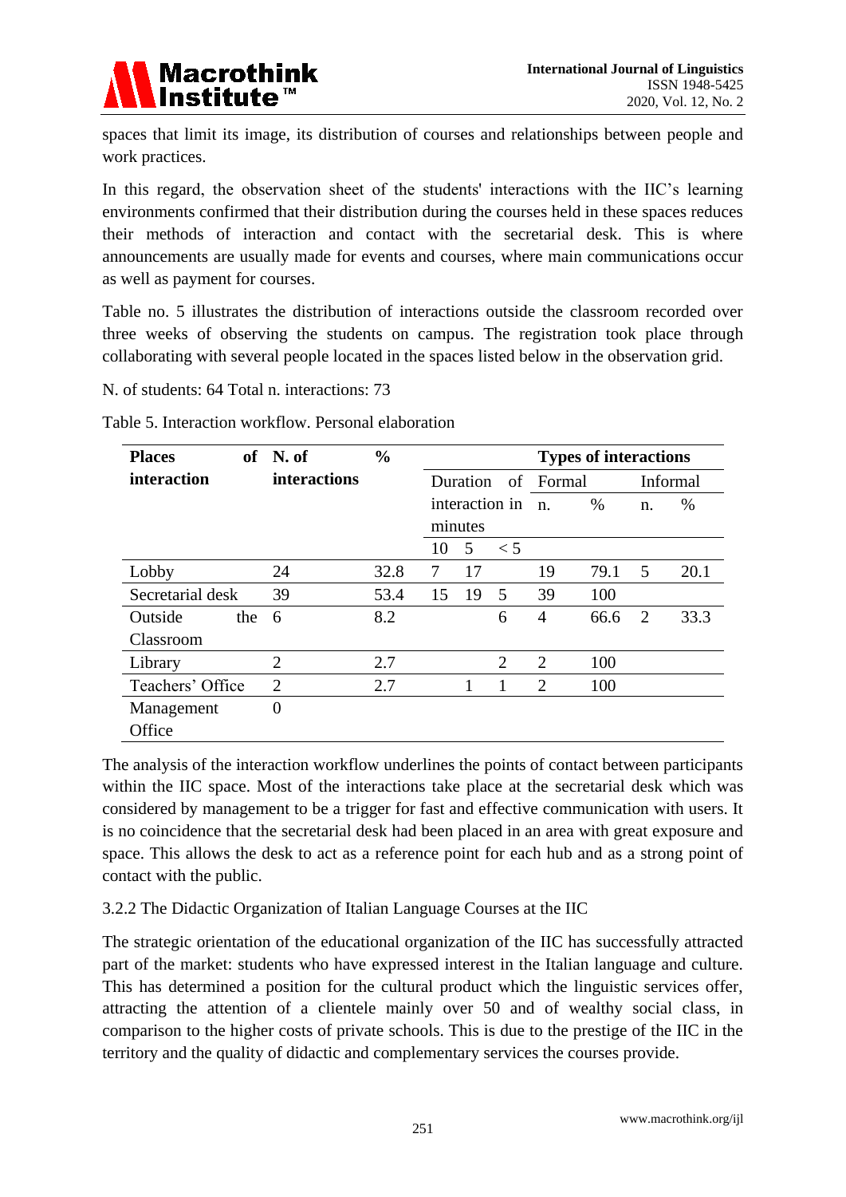spaces that limit its image, its distribution of courses and relationships between people and work practices.

In this regard, the observation sheet of the students' interactions with the IIC's learning environments confirmed that their distribution during the courses held in these spaces reduces their methods of interaction and contact with the secretarial desk. This is where announcements are usually made for events and courses, where main communications occur as well as payment for courses.

Table no. 5 illustrates the distribution of interactions outside the classroom recorded over three weeks of observing the students on campus. The registration took place through collaborating with several people located in the spaces listed below in the observation grid.

N. of students: 64 Total n. interactions: 73

Table 5. Interaction workflow. Personal elaboration

| **Places of interaction** | **N. of interactions** | **%** | **Types of interactions** | | | | | | |
|---|---|---|---|---|---|---|---|---|---|
| | | | Duration of interaction in minutes | | | Formal | | Informal | |
| | | | 10 | 5 | < 5 | n. | % | n. | % |
| Lobby | 24 | 32.8 | 7 | 17 | | 19 | 79.1 | 5 | 20.1 |
| Secretarial desk | 39 | 53.4 | 15 | 19 | 5 | 39 | 100 | | |
| Outside the Classroom | 6 | 8.2 | | | 6 | 4 | 66.6 | 2 | 33.3 |
| Library | 2 | 2.7 | | | 2 | 2 | 100 | | |
| Teachers' Office | 2 | 2.7 | | 1 | 1 | 2 | 100 | | |
| Management Office | 0 | | | | | | | | |

The analysis of the interaction workflow underlines the points of contact between participants within the IIC space. Most of the interactions take place at the secretarial desk which was considered by management to be a trigger for fast and effective communication with users. It is no coincidence that the secretarial desk had been placed in an area with great exposure and space. This allows the desk to act as a reference point for each hub and as a strong point of contact with the public.

### 3.2.2 The Didactic Organization of Italian Language Courses at the IIC

The strategic orientation of the educational organization of the IIC has successfully attracted part of the market: students who have expressed interest in the Italian language and culture. This has determined a position for the cultural product which the linguistic services offer, attracting the attention of a clientele mainly over 50 and of wealthy social class, in comparison to the higher costs of private schools. This is due to the prestige of the IIC in the territory and the quality of didactic and complementary services the courses provide.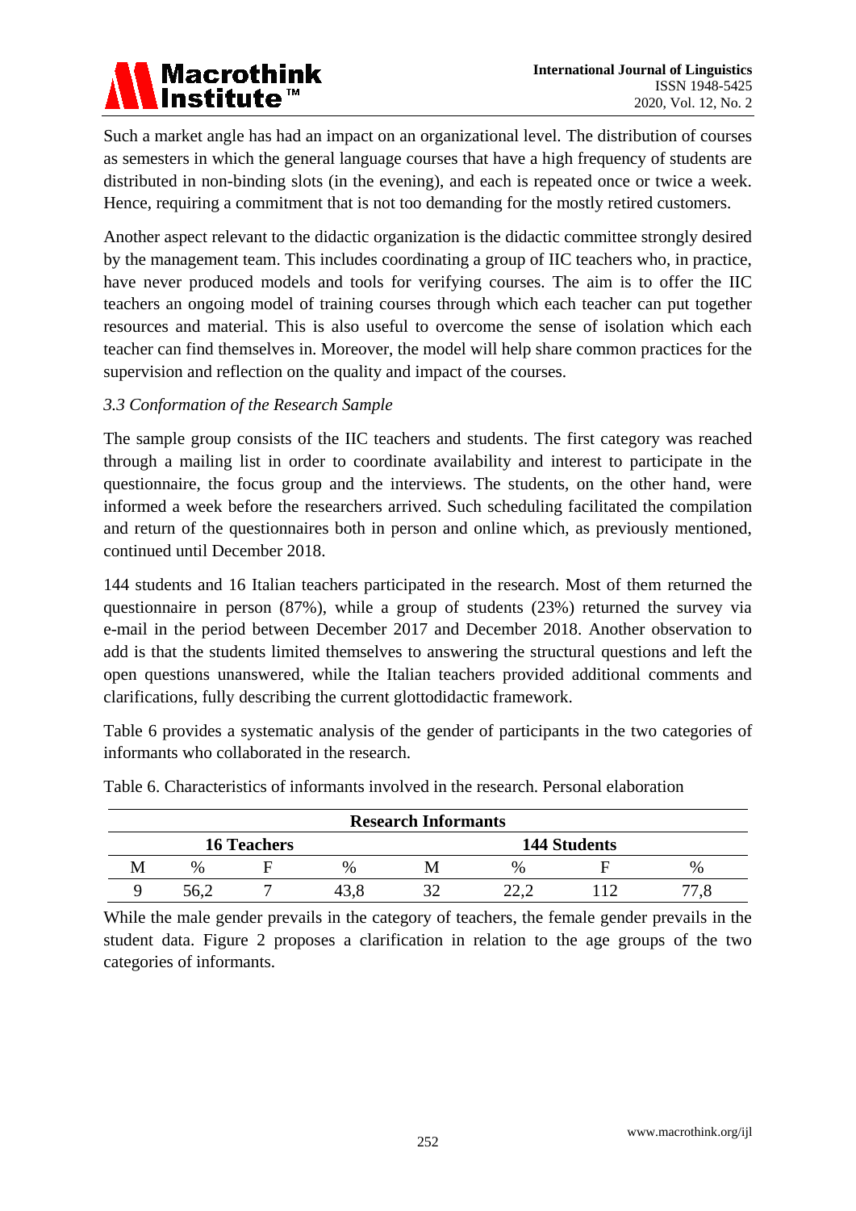Such a market angle has had an impact on an organizational level. The distribution of courses as semesters in which the general language courses that have a high frequency of students are distributed in non-binding slots (in the evening), and each is repeated once or twice a week. Hence, requiring a commitment that is not too demanding for the mostly retired customers.

Another aspect relevant to the didactic organization is the didactic committee strongly desired by the management team. This includes coordinating a group of IIC teachers who, in practice, have never produced models and tools for verifying courses. The aim is to offer the IIC teachers an ongoing model of training courses through which each teacher can put together resources and material. This is also useful to overcome the sense of isolation which each teacher can find themselves in. Moreover, the model will help share common practices for the supervision and reflection on the quality and impact of the courses.

### *3.3 Conformation of the Research Sample*

The sample group consists of the IIC teachers and students. The first category was reached through a mailing list in order to coordinate availability and interest to participate in the questionnaire, the focus group and the interviews. The students, on the other hand, were informed a week before the researchers arrived. Such scheduling facilitated the compilation and return of the questionnaires both in person and online which, as previously mentioned, continued until December 2018.

144 students and 16 Italian teachers participated in the research. Most of them returned the questionnaire in person (87%), while a group of students (23%) returned the survey via e-mail in the period between December 2017 and December 2018. Another observation to add is that the students limited themselves to answering the structural questions and left the open questions unanswered, while the Italian teachers provided additional comments and clarifications, fully describing the current glottodidactic framework.

Table 6 provides a systematic analysis of the gender of participants in the two categories of informants who collaborated in the research.

Table 6. Characteristics of informants involved in the research. Personal elaboration

| **Research Informants** | | | | | | | |
|---|---|---|---|---|---|---|---|
| **16 Teachers** | | | | **144 Students** | | | |
| M | % | F | % | M | % | F | % |
| 9 | 56,2 | 7 | 43,8 | 32 | 22,2 | 112 | 77,8 |

While the male gender prevails in the category of teachers, the female gender prevails in the student data. Figure 2 proposes a clarification in relation to the age groups of the two categories of informants.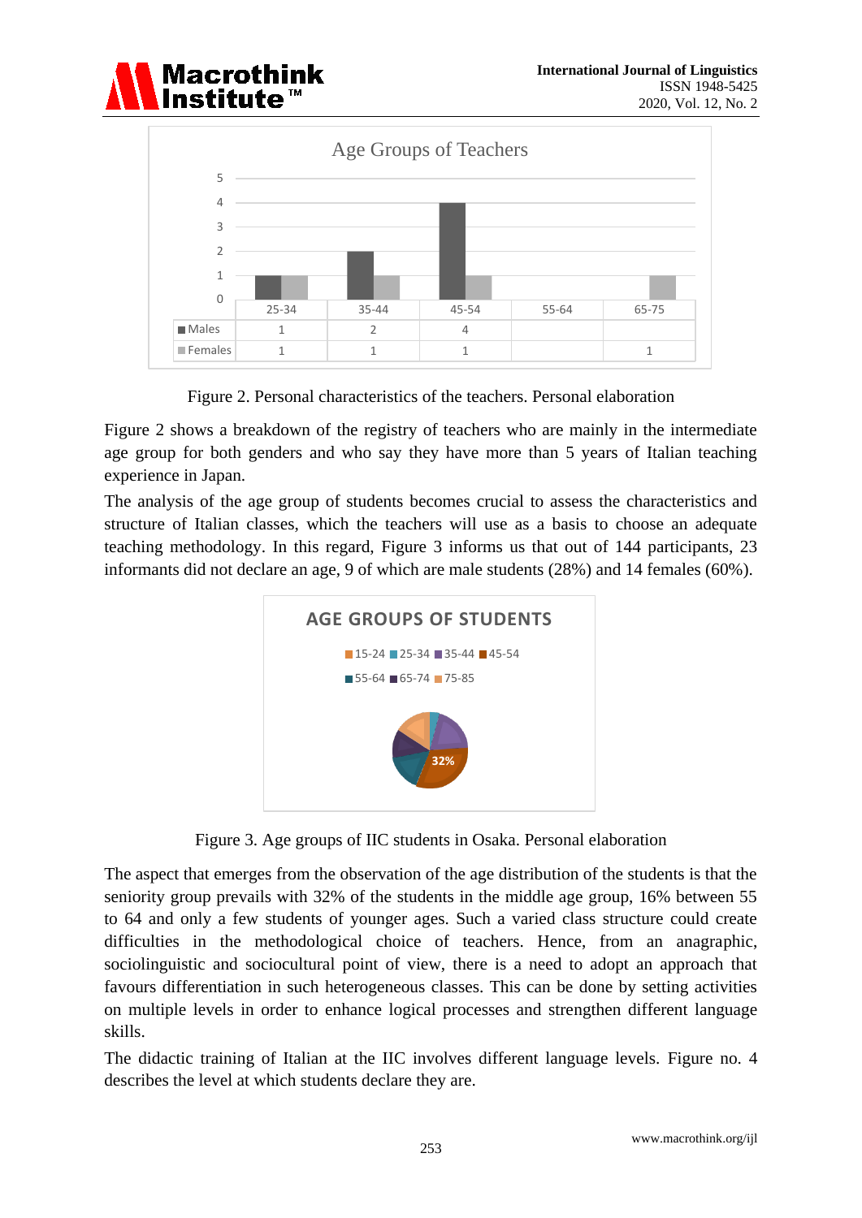Figure 2. Personal characteristics of the teachers. Personal elaboration

Figure 2 shows a breakdown of the registry of teachers who are mainly in the intermediate age group for both genders and who say they have more than 5 years of Italian teaching experience in Japan.

The analysis of the age group of students becomes crucial to assess the characteristics and structure of Italian classes, which the teachers will use as a basis to choose an adequate teaching methodology. In this regard, Figure 3 informs us that out of 144 participants, 23 informants did not declare an age, 9 of which are male students (28%) and 14 females (60%).

Figure 3. Age groups of IIC students in Osaka. Personal elaboration

The aspect that emerges from the observation of the age distribution of the students is that the seniority group prevails with 32% of the students in the middle age group, 16% between 55 to 64 and only a few students of younger ages. Such a varied class structure could create difficulties in the methodological choice of teachers. Hence, from an anagraphic, sociolinguistic and sociocultural point of view, there is a need to adopt an approach that favours differentiation in such heterogeneous classes. This can be done by setting activities on multiple levels in order to enhance logical processes and strengthen different language skills.

The didactic training of Italian at the IIC involves different language levels. Figure no. 4 describes the level at which students declare they are.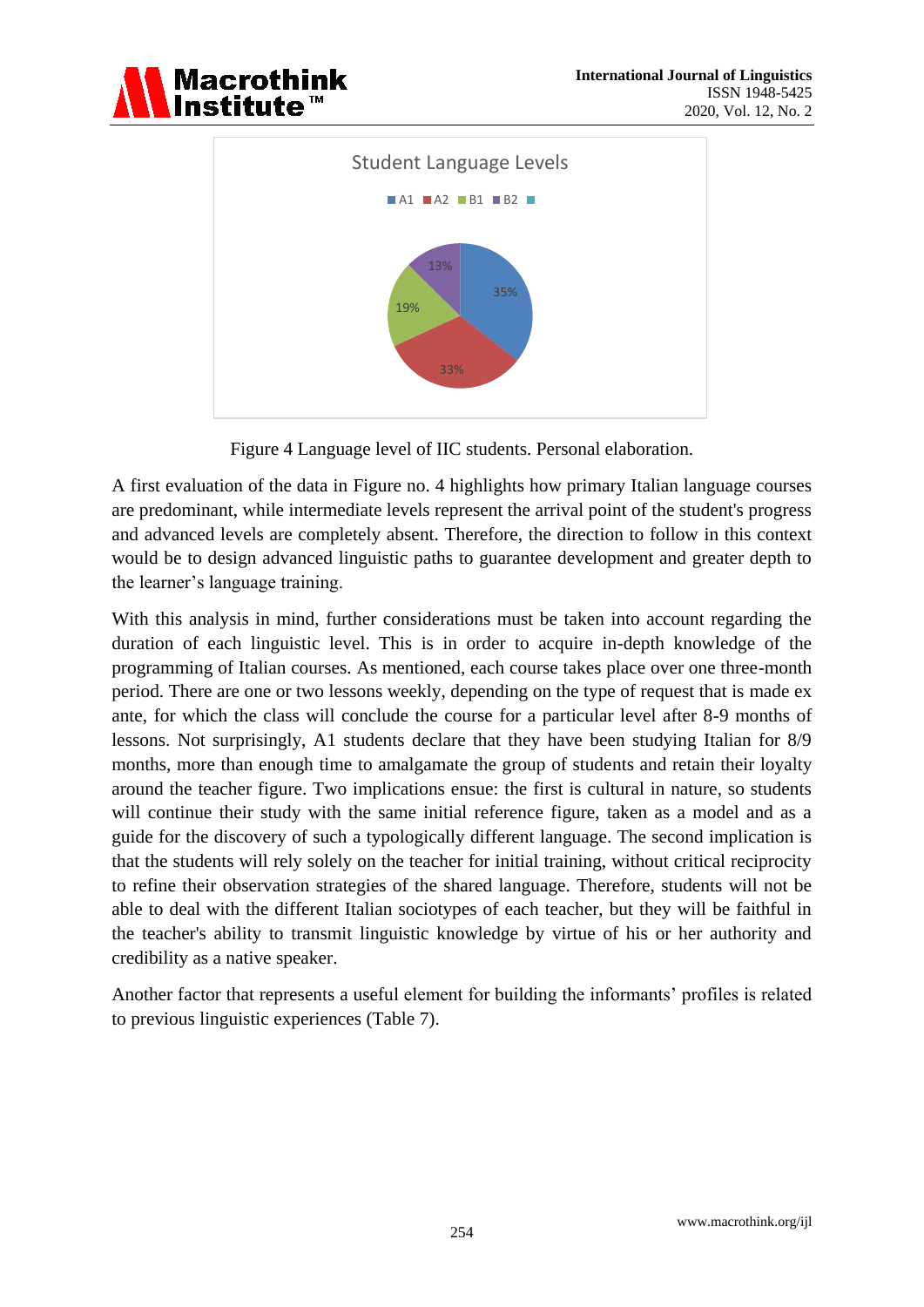Figure 4 Language level of IIC students. Personal elaboration.

A first evaluation of the data in Figure no. 4 highlights how primary Italian language courses are predominant, while intermediate levels represent the arrival point of the student's progress and advanced levels are completely absent. Therefore, the direction to follow in this context would be to design advanced linguistic paths to guarantee development and greater depth to the learner's language training.

With this analysis in mind, further considerations must be taken into account regarding the duration of each linguistic level. This is in order to acquire in-depth knowledge of the programming of Italian courses. As mentioned, each course takes place over one three-month period. There are one or two lessons weekly, depending on the type of request that is made ex ante, for which the class will conclude the course for a particular level after 8-9 months of lessons. Not surprisingly, A1 students declare that they have been studying Italian for 8/9 months, more than enough time to amalgamate the group of students and retain their loyalty around the teacher figure. Two implications ensue: the first is cultural in nature, so students will continue their study with the same initial reference figure, taken as a model and as a guide for the discovery of such a typologically different language. The second implication is that the students will rely solely on the teacher for initial training, without critical reciprocity to refine their observation strategies of the shared language. Therefore, students will not be able to deal with the different Italian sociotypes of each teacher, but they will be faithful in the teacher's ability to transmit linguistic knowledge by virtue of his or her authority and credibility as a native speaker.

Another factor that represents a useful element for building the informants' profiles is related to previous linguistic experiences (Table 7).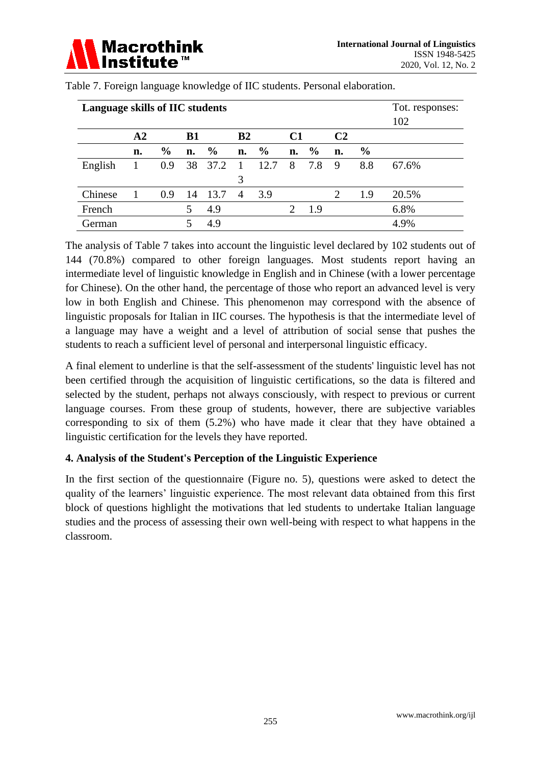Table 7. Foreign language knowledge of IIC students. Personal elaboration.

| Language skills of IIC students | | | | | | | | | | | Tot. responses: 102 |
|---|---|---|---|---|---|---|---|---|---|---|---|
| | **A2** | | **B1** | | **B2** | | **C1** | | **C2** | | |
| | **n.** | **%** | **n.** | **%** | **n.** | **%** | **n.** | **%** | **n.** | **%** | |
| English | 1 | 0.9 | 38 | 37.2 | 13 | 12.7 | 8 | 7.8 | 9 | 8.8 | 67.6% |
| Chinese | 1 | 0.9 | 14 | 13.7 | 4 | 3.9 | | | 2 | 1.9 | 20.5% |
| French | | | 5 | 4.9 | | | 2 | 1.9 | | | 6.8% |
| German | | | 5 | 4.9 | | | | | | | 4.9% |

The analysis of Table 7 takes into account the linguistic level declared by 102 students out of 144 (70.8%) compared to other foreign languages. Most students report having an intermediate level of linguistic knowledge in English and in Chinese (with a lower percentage for Chinese). On the other hand, the percentage of those who report an advanced level is very low in both English and Chinese. This phenomenon may correspond with the absence of linguistic proposals for Italian in IIC courses. The hypothesis is that the intermediate level of a language may have a weight and a level of attribution of social sense that pushes the students to reach a sufficient level of personal and interpersonal linguistic efficacy.

A final element to underline is that the self-assessment of the students' linguistic level has not been certified through the acquisition of linguistic certifications, so the data is filtered and selected by the student, perhaps not always consciously, with respect to previous or current language courses. From these group of students, however, there are subjective variables corresponding to six of them (5.2%) who have made it clear that they have obtained a linguistic certification for the levels they have reported.

## 4. Analysis of the Student's Perception of the Linguistic Experience

In the first section of the questionnaire (Figure no. 5), questions were asked to detect the quality of the learners' linguistic experience. The most relevant data obtained from this first block of questions highlight the motivations that led students to undertake Italian language studies and the process of assessing their own well-being with respect to what happens in the classroom.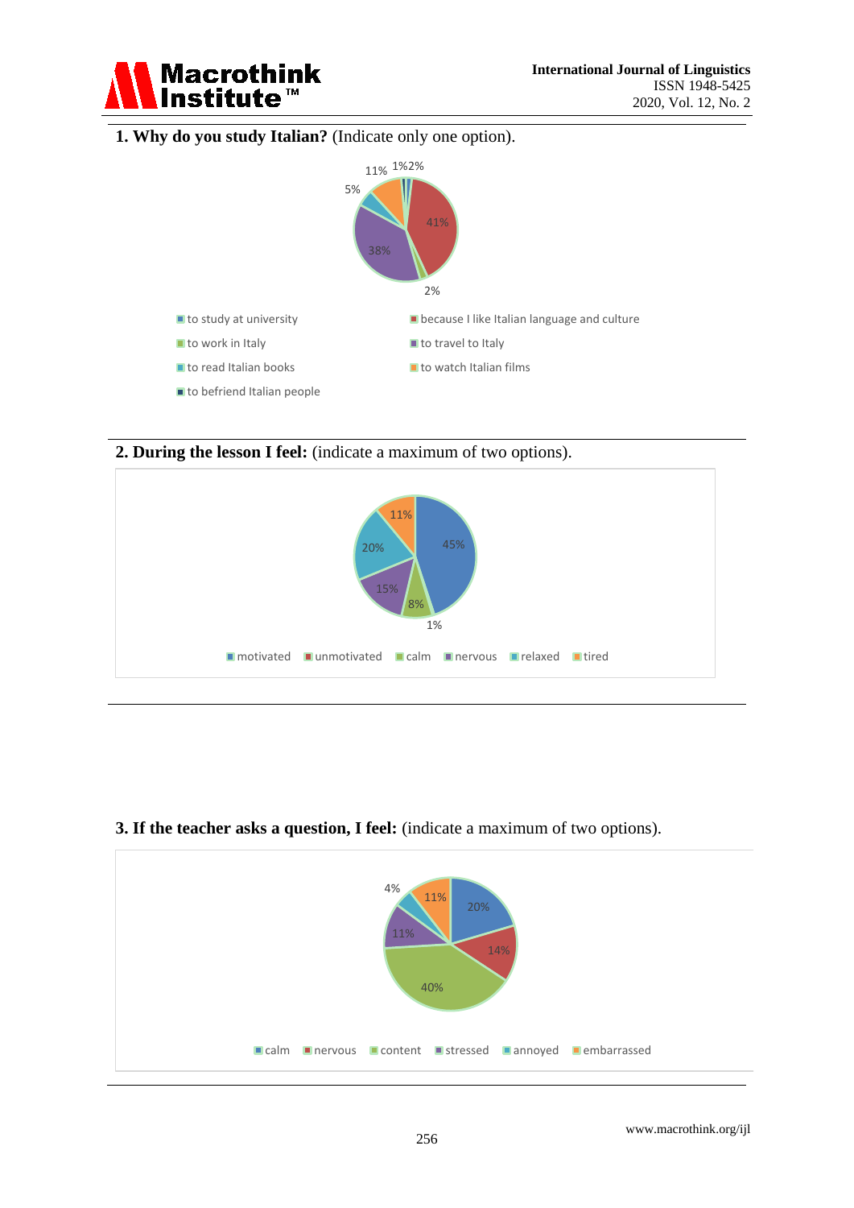**1. Why do you study Italian?** (Indicate only one option).

11% 1%2%
5%
41%
38%
2%

- to study at university
- because I like Italian language and culture
- to work in Italy
- to travel to Italy
- to read Italian books
- to watch Italian films
- to befriend Italian people

**2. During the lesson I feel:** (indicate a maximum of two options).

11%
20%
45%
15%
8%
1%

motivated unmotivated calm nervous relaxed tired

**3. If the teacher asks a question, I feel:** (indicate a maximum of two options).

4%
11%
20%
11%
14%
40%

calm nervous content stressed annoyed embarrassed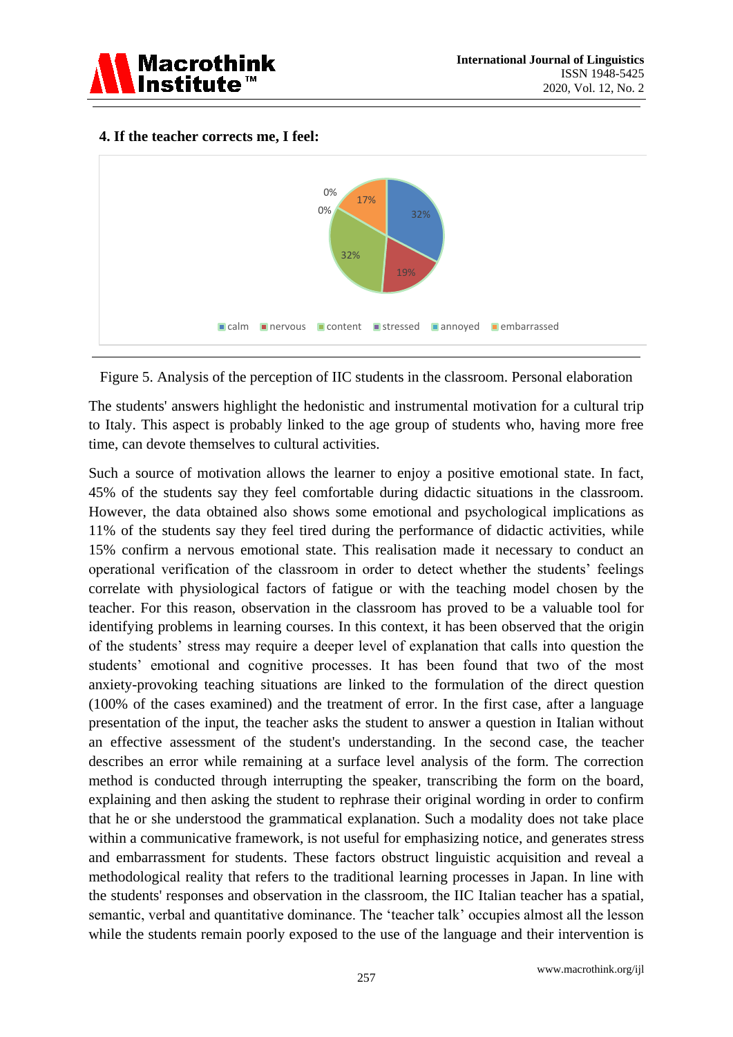**4. If the teacher corrects me, I feel:**

Figure 5. Analysis of the perception of IIC students in the classroom. Personal elaboration

The students' answers highlight the hedonistic and instrumental motivation for a cultural trip to Italy. This aspect is probably linked to the age group of students who, having more free time, can devote themselves to cultural activities.

Such a source of motivation allows the learner to enjoy a positive emotional state. In fact, 45% of the students say they feel comfortable during didactic situations in the classroom. However, the data obtained also shows some emotional and psychological implications as 11% of the students say they feel tired during the performance of didactic activities, while 15% confirm a nervous emotional state. This realisation made it necessary to conduct an operational verification of the classroom in order to detect whether the students' feelings correlate with physiological factors of fatigue or with the teaching model chosen by the teacher. For this reason, observation in the classroom has proved to be a valuable tool for identifying problems in learning courses. In this context, it has been observed that the origin of the students' stress may require a deeper level of explanation that calls into question the students' emotional and cognitive processes. It has been found that two of the most anxiety-provoking teaching situations are linked to the formulation of the direct question (100% of the cases examined) and the treatment of error. In the first case, after a language presentation of the input, the teacher asks the student to answer a question in Italian without an effective assessment of the student's understanding. In the second case, the teacher describes an error while remaining at a surface level analysis of the form. The correction method is conducted through interrupting the speaker, transcribing the form on the board, explaining and then asking the student to rephrase their original wording in order to confirm that he or she understood the grammatical explanation. Such a modality does not take place within a communicative framework, is not useful for emphasizing notice, and generates stress and embarrassment for students. These factors obstruct linguistic acquisition and reveal a methodological reality that refers to the traditional learning processes in Japan. In line with the students' responses and observation in the classroom, the IIC Italian teacher has a spatial, semantic, verbal and quantitative dominance. The 'teacher talk' occupies almost all the lesson while the students remain poorly exposed to the use of the language and their intervention is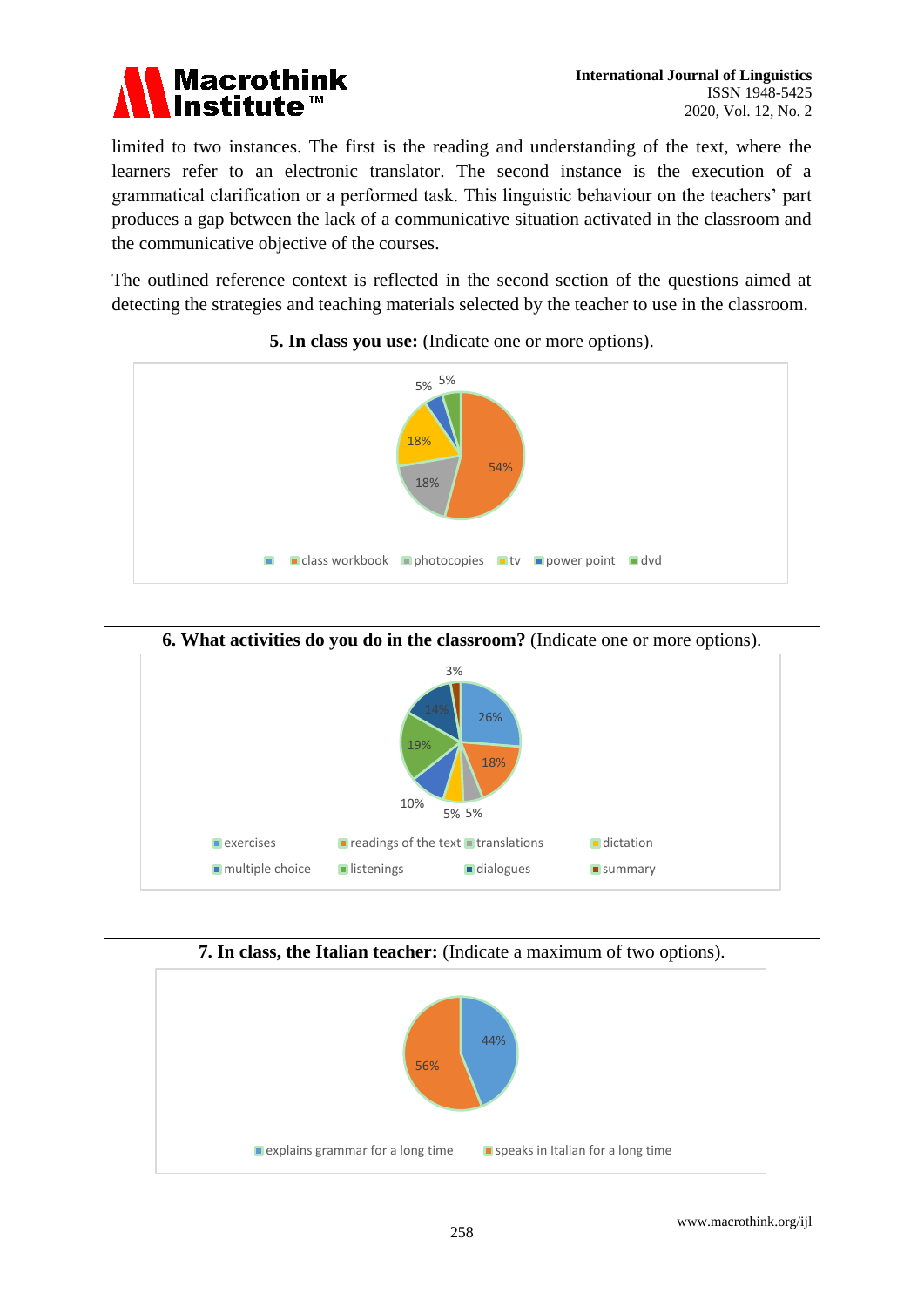limited to two instances. The first is the reading and understanding of the text, where the learners refer to an electronic translator. The second instance is the execution of a grammatical clarification or a performed task. This linguistic behaviour on the teachers' part produces a gap between the lack of a communicative situation activated in the classroom and the communicative objective of the courses.

The outlined reference context is reflected in the second section of the questions aimed at detecting the strategies and teaching materials selected by the teacher to use in the classroom.

**5. In class you use:** (Indicate one or more options).

5% 5% 18% 54% 18%

class workbook | photocopies | tv | power point | dvd

**6. What activities do you do in the classroom?** (Indicate one or more options).

3% 14% 26% 19% 18% 10% 5% 5%

exercises | readings of the text | translations | dictation | multiple choice | listenings | dialogues | summary

**7. In class, the Italian teacher:** (Indicate a maximum of two options).

44% 56%

explains grammar for a long time | speaks in Italian for a long time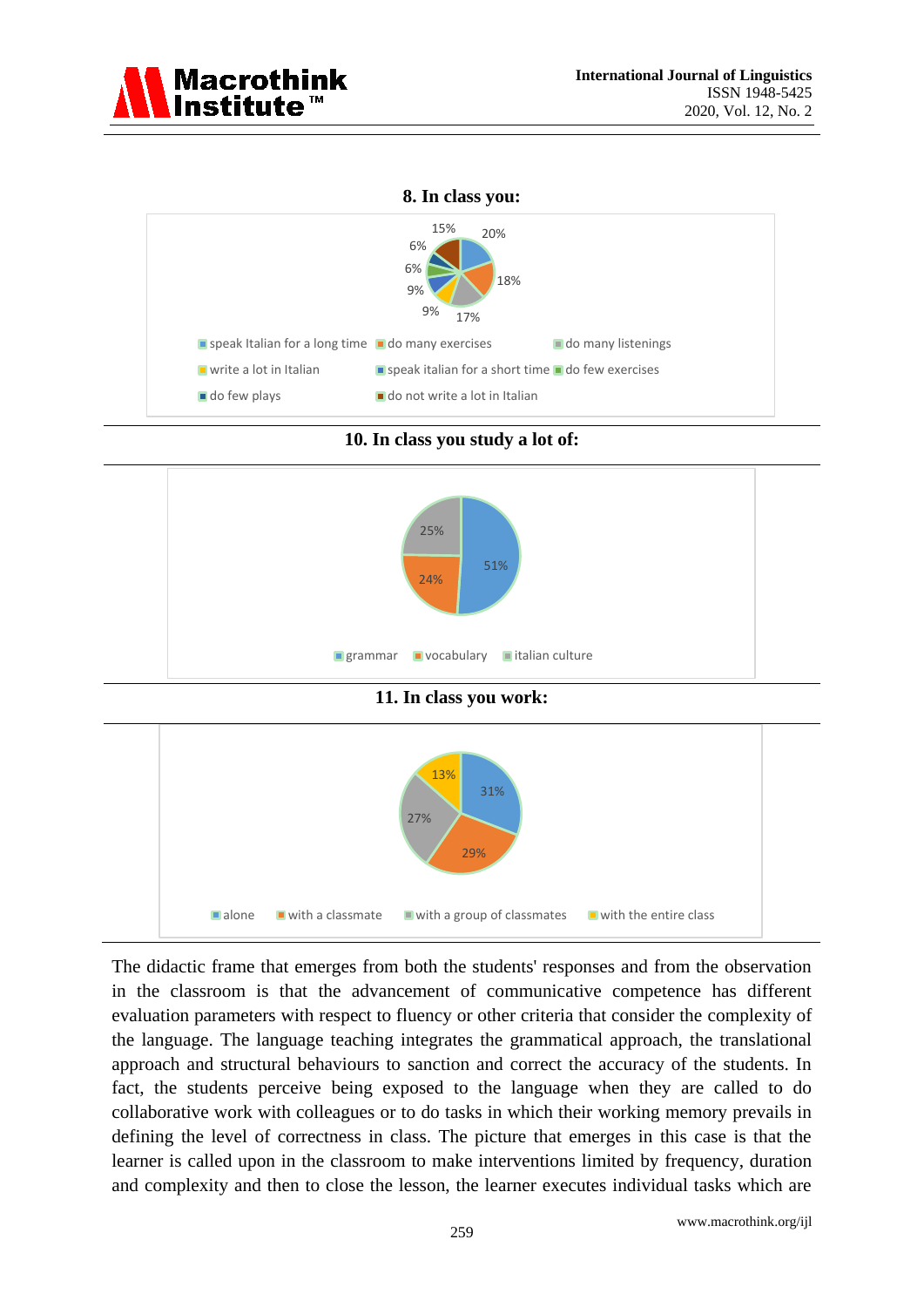**8. In class you:**

15% 20% 6% 18% 6% 9% 9% 17%

speak Italian for a long time | do many exercises | do many listenings | write a lot in Italian | speak italian for a short time | do few exercises | do few plays | do not write a lot in Italian

**10. In class you study a lot of:**

25% 51% 24%

grammar | vocabulary | italian culture

**11. In class you work:**

13% 31% 27% 29%

alone | with a classmate | with a group of classmates | with the entire class

The didactic frame that emerges from both the students' responses and from the observation in the classroom is that the advancement of communicative competence has different evaluation parameters with respect to fluency or other criteria that consider the complexity of the language. The language teaching integrates the grammatical approach, the translational approach and structural behaviours to sanction and correct the accuracy of the students. In fact, the students perceive being exposed to the language when they are called to do collaborative work with colleagues or to do tasks in which their working memory prevails in defining the level of correctness in class. The picture that emerges in this case is that the learner is called upon in the classroom to make interventions limited by frequency, duration and complexity and then to close the lesson, the learner executes individual tasks which are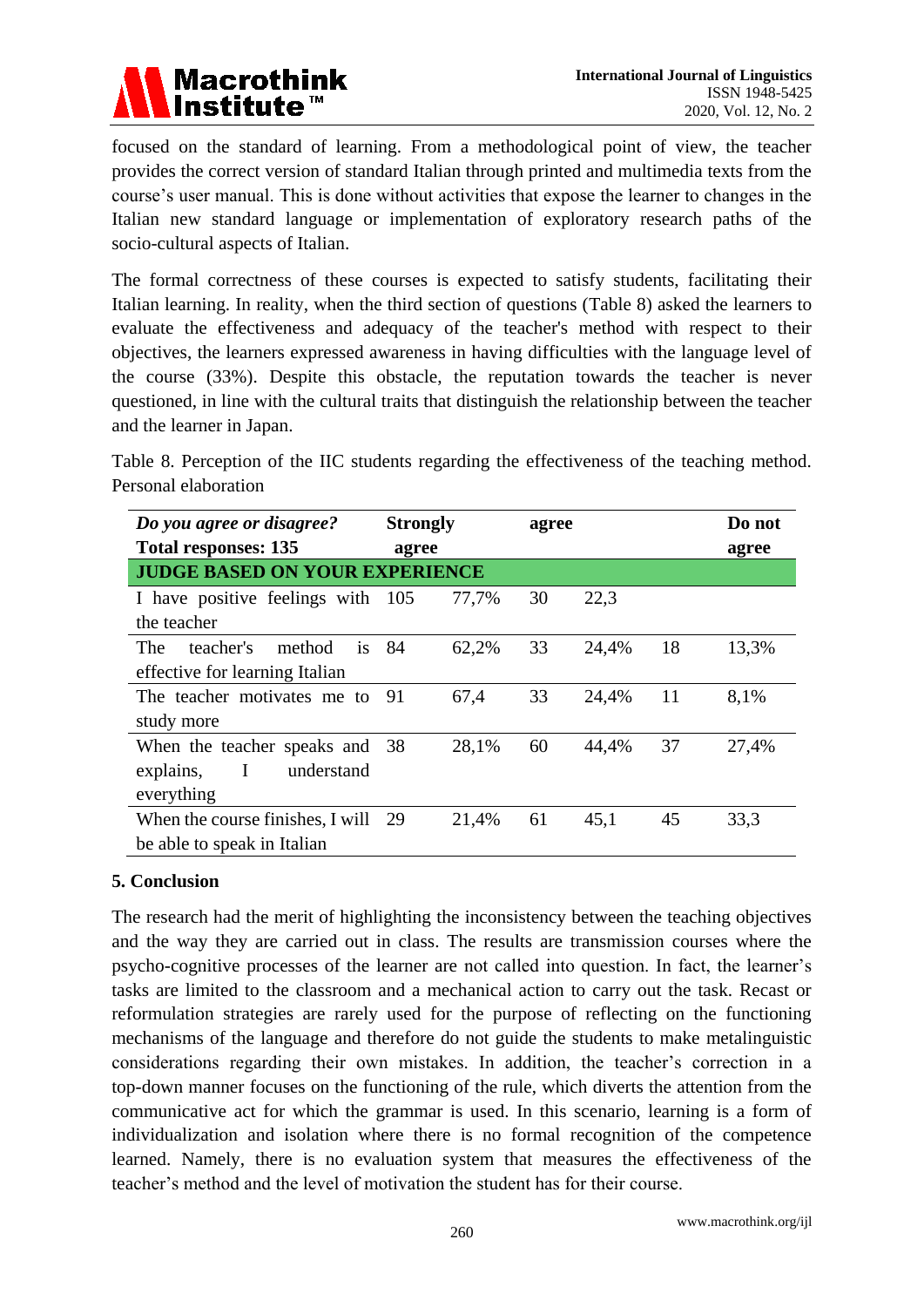focused on the standard of learning. From a methodological point of view, the teacher provides the correct version of standard Italian through printed and multimedia texts from the course's user manual. This is done without activities that expose the learner to changes in the Italian new standard language or implementation of exploratory research paths of the socio-cultural aspects of Italian.

The formal correctness of these courses is expected to satisfy students, facilitating their Italian learning. In reality, when the third section of questions (Table 8) asked the learners to evaluate the effectiveness and adequacy of the teacher's method with respect to their objectives, the learners expressed awareness in having difficulties with the language level of the course (33%). Despite this obstacle, the reputation towards the teacher is never questioned, in line with the cultural traits that distinguish the relationship between the teacher and the learner in Japan.

Table 8. Perception of the IIC students regarding the effectiveness of the teaching method. Personal elaboration

| ***Do you agree or disagree?*** **Total responses: 135** | **Strongly agree** | | **agree** | | **Do not agree** | |
|---|---|---|---|---|---|---|
| **JUDGE BASED ON YOUR EXPERIENCE** | | | | | | |
| I have positive feelings with the teacher | 105 | 77,7% | 30 | 22,3 | | |
| The teacher's method is effective for learning Italian | 84 | 62,2% | 33 | 24,4% | 18 | 13,3% |
| The teacher motivates me to study more | 91 | 67,4 | 33 | 24,4% | 11 | 8,1% |
| When the teacher speaks and explains, I understand everything | 38 | 28,1% | 60 | 44,4% | 37 | 27,4% |
| When the course finishes, I will be able to speak in Italian | 29 | 21,4% | 61 | 45,1 | 45 | 33,3 |

## 5. Conclusion

The research had the merit of highlighting the inconsistency between the teaching objectives and the way they are carried out in class. The results are transmission courses where the psycho-cognitive processes of the learner are not called into question. In fact, the learner's tasks are limited to the classroom and a mechanical action to carry out the task. Recast or reformulation strategies are rarely used for the purpose of reflecting on the functioning mechanisms of the language and therefore do not guide the students to make metalinguistic considerations regarding their own mistakes. In addition, the teacher's correction in a top-down manner focuses on the functioning of the rule, which diverts the attention from the communicative act for which the grammar is used. In this scenario, learning is a form of individualization and isolation where there is no formal recognition of the competence learned. Namely, there is no evaluation system that measures the effectiveness of the teacher's method and the level of motivation the student has for their course.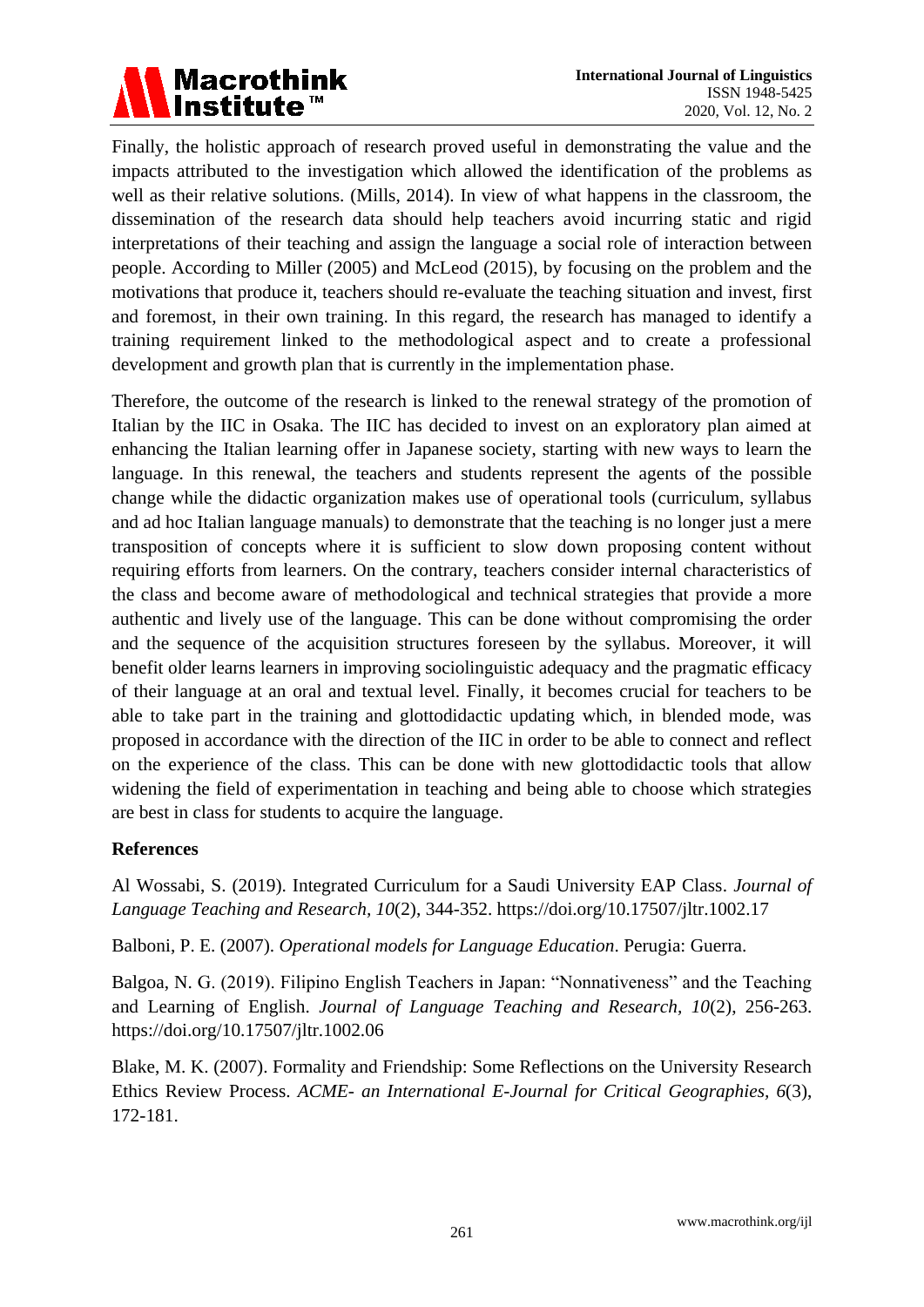Finally, the holistic approach of research proved useful in demonstrating the value and the impacts attributed to the investigation which allowed the identification of the problems as well as their relative solutions. (Mills, 2014). In view of what happens in the classroom, the dissemination of the research data should help teachers avoid incurring static and rigid interpretations of their teaching and assign the language a social role of interaction between people. According to Miller (2005) and McLeod (2015), by focusing on the problem and the motivations that produce it, teachers should re-evaluate the teaching situation and invest, first and foremost, in their own training. In this regard, the research has managed to identify a training requirement linked to the methodological aspect and to create a professional development and growth plan that is currently in the implementation phase.

Therefore, the outcome of the research is linked to the renewal strategy of the promotion of Italian by the IIC in Osaka. The IIC has decided to invest on an exploratory plan aimed at enhancing the Italian learning offer in Japanese society, starting with new ways to learn the language. In this renewal, the teachers and students represent the agents of the possible change while the didactic organization makes use of operational tools (curriculum, syllabus and ad hoc Italian language manuals) to demonstrate that the teaching is no longer just a mere transposition of concepts where it is sufficient to slow down proposing content without requiring efforts from learners. On the contrary, teachers consider internal characteristics of the class and become aware of methodological and technical strategies that provide a more authentic and lively use of the language. This can be done without compromising the order and the sequence of the acquisition structures foreseen by the syllabus. Moreover, it will benefit older learns learners in improving sociolinguistic adequacy and the pragmatic efficacy of their language at an oral and textual level. Finally, it becomes crucial for teachers to be able to take part in the training and glottodidactic updating which, in blended mode, was proposed in accordance with the direction of the IIC in order to be able to connect and reflect on the experience of the class. This can be done with new glottodidactic tools that allow widening the field of experimentation in teaching and being able to choose which strategies are best in class for students to acquire the language.

## References

Al Wossabi, S. (2019). Integrated Curriculum for a Saudi University EAP Class. *Journal of Language Teaching and Research, 10*(2), 344-352. https://doi.org/10.17507/jltr.1002.17

Balboni, P. E. (2007). *Operational models for Language Education*. Perugia: Guerra.

Balgoa, N. G. (2019). Filipino English Teachers in Japan: "Nonnativeness" and the Teaching and Learning of English. *Journal of Language Teaching and Research, 10*(2), 256-263. https://doi.org/10.17507/jltr.1002.06

Blake, M. K. (2007). Formality and Friendship: Some Reflections on the University Research Ethics Review Process. *ACME- an International E-Journal for Critical Geographies, 6*(3), 172-181.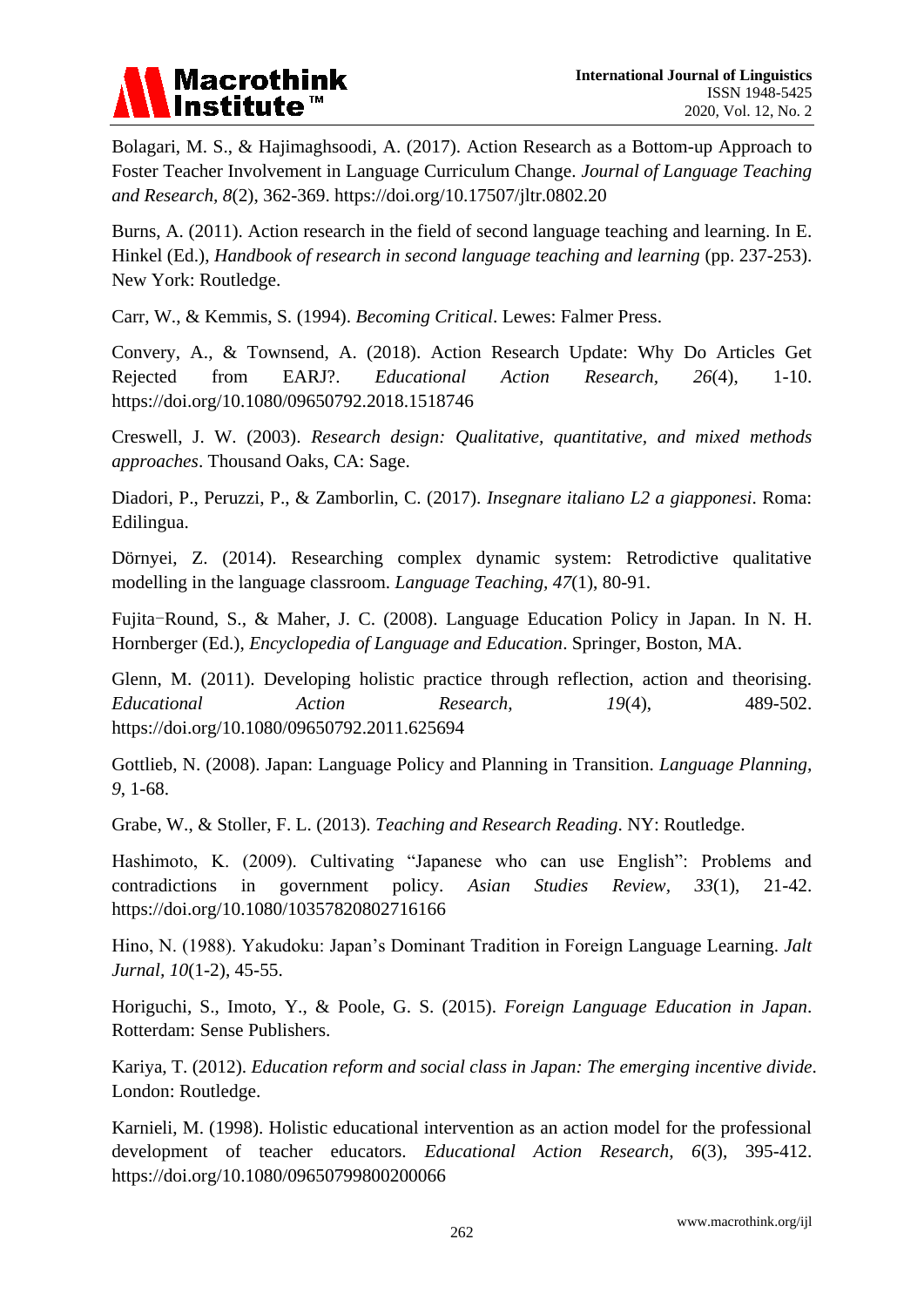Bolagari, M. S., & Hajimaghsoodi, A. (2017). Action Research as a Bottom-up Approach to Foster Teacher Involvement in Language Curriculum Change. *Journal of Language Teaching and Research*, *8*(2), 362-369. https://doi.org/10.17507/jltr.0802.20

Burns, A. (2011). Action research in the field of second language teaching and learning. In E. Hinkel (Ed.), *Handbook of research in second language teaching and learning* (pp. 237-253). New York: Routledge.

Carr, W., & Kemmis, S. (1994). *Becoming Critical*. Lewes: Falmer Press.

Convery, A., & Townsend, A. (2018). Action Research Update: Why Do Articles Get Rejected from EARJ?. *Educational Action Research*, *26*(4), 1-10. https://doi.org/10.1080/09650792.2018.1518746

Creswell, J. W. (2003). *Research design: Qualitative, quantitative, and mixed methods approaches*. Thousand Oaks, CA: Sage.

Diadori, P., Peruzzi, P., & Zamborlin, C. (2017). *Insegnare italiano L2 a giapponesi*. Roma: Edilingua.

Dörnyei, Z. (2014). Researching complex dynamic system: Retrodictive qualitative modelling in the language classroom. *Language Teaching*, *47*(1), 80-91.

Fujita‑Round, S., & Maher, J. C. (2008). Language Education Policy in Japan. In N. H. Hornberger (Ed.), *Encyclopedia of Language and Education*. Springer, Boston, MA.

Glenn, M. (2011). Developing holistic practice through reflection, action and theorising. *Educational Action Research*, *19*(4), 489-502. https://doi.org/10.1080/09650792.2011.625694

Gottlieb, N. (2008). Japan: Language Policy and Planning in Transition. *Language Planning*, *9*, 1-68.

Grabe, W., & Stoller, F. L. (2013). *Teaching and Research Reading*. NY: Routledge.

Hashimoto, K. (2009). Cultivating "Japanese who can use English": Problems and contradictions in government policy. *Asian Studies Review*, *33*(1), 21-42. https://doi.org/10.1080/10357820802716166

Hino, N. (1988). Yakudoku: Japan's Dominant Tradition in Foreign Language Learning. *Jalt Jurnal*, *10*(1-2), 45-55.

Horiguchi, S., Imoto, Y., & Poole, G. S. (2015). *Foreign Language Education in Japan*. Rotterdam: Sense Publishers.

Kariya, T. (2012). *Education reform and social class in Japan: The emerging incentive divide*. London: Routledge.

Karnieli, M. (1998). Holistic educational intervention as an action model for the professional development of teacher educators. *Educational Action Research*, *6*(3), 395-412. https://doi.org/10.1080/09650799800200066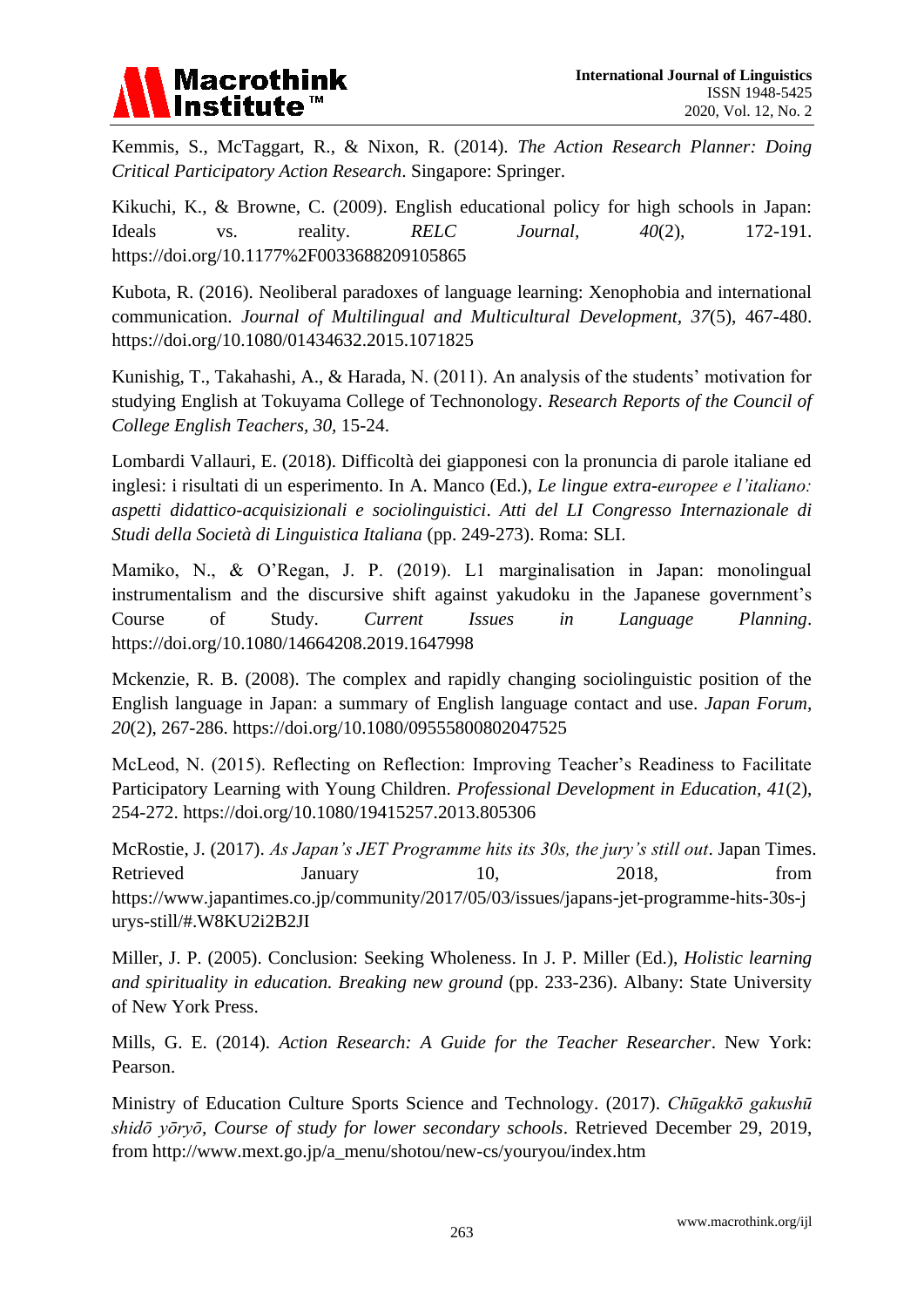Kemmis, S., McTaggart, R., & Nixon, R. (2014). *The Action Research Planner: Doing Critical Participatory Action Research*. Singapore: Springer.

Kikuchi, K., & Browne, C. (2009). English educational policy for high schools in Japan: Ideals vs. reality. *RELC Journal, 40*(2), 172-191. https://doi.org/10.1177%2F0033688209105865

Kubota, R. (2016). Neoliberal paradoxes of language learning: Xenophobia and international communication. *Journal of Multilingual and Multicultural Development, 37*(5), 467-480. https://doi.org/10.1080/01434632.2015.1071825

Kunishig, T., Takahashi, A., & Harada, N. (2011). An analysis of the students' motivation for studying English at Tokuyama College of Technonology. *Research Reports of the Council of College English Teachers, 30*, 15-24.

Lombardi Vallauri, E. (2018). Difficoltà dei giapponesi con la pronuncia di parole italiane ed inglesi: i risultati di un esperimento. In A. Manco (Ed.), *Le lingue extra-europee e l'italiano: aspetti didattico-acquisizionali e sociolinguistici*. *Atti del LI Congresso Internazionale di Studi della Società di Linguistica Italiana* (pp. 249-273). Roma: SLI.

Mamiko, N., & O'Regan, J. P. (2019). L1 marginalisation in Japan: monolingual instrumentalism and the discursive shift against yakudoku in the Japanese government's Course of Study. *Current Issues in Language Planning*. https://doi.org/10.1080/14664208.2019.1647998

Mckenzie, R. B. (2008). The complex and rapidly changing sociolinguistic position of the English language in Japan: a summary of English language contact and use. *Japan Forum, 20*(2), 267-286. https://doi.org/10.1080/09555800802047525

McLeod, N. (2015). Reflecting on Reflection: Improving Teacher's Readiness to Facilitate Participatory Learning with Young Children. *Professional Development in Education, 41*(2), 254-272. https://doi.org/10.1080/19415257.2013.805306

McRostie, J. (2017). *As Japan's JET Programme hits its 30s, the jury's still out*. Japan Times. Retrieved January 10, 2018, from https://www.japantimes.co.jp/community/2017/05/03/issues/japans-jet-programme-hits-30s-jurys-still/#.W8KU2i2B2JI

Miller, J. P. (2005). Conclusion: Seeking Wholeness. In J. P. Miller (Ed.), *Holistic learning and spirituality in education. Breaking new ground* (pp. 233-236). Albany: State University of New York Press.

Mills, G. E. (2014). *Action Research: A Guide for the Teacher Researcher*. New York: Pearson.

Ministry of Education Culture Sports Science and Technology. (2017). *Chūgakkō gakushū shidō yōryō, Course of study for lower secondary schools*. Retrieved December 29, 2019, from http://www.mext.go.jp/a_menu/shotou/new-cs/youryou/index.htm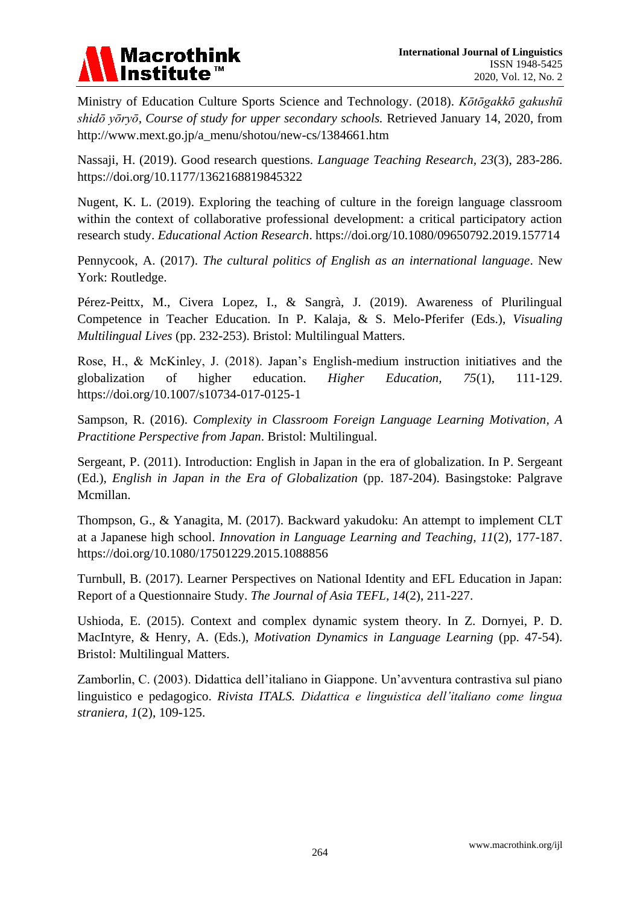Ministry of Education Culture Sports Science and Technology. (2018). *Kōtōgakkō gakushū shidō yōryō*, *Course of study for upper secondary schools.* Retrieved January 14, 2020, from http://www.mext.go.jp/a_menu/shotou/new-cs/1384661.htm

Nassaji, H. (2019). Good research questions. *Language Teaching Research*, *23*(3), 283-286. https://doi.org/10.1177/1362168819845322

Nugent, K. L. (2019). Exploring the teaching of culture in the foreign language classroom within the context of collaborative professional development: a critical participatory action research study. *Educational Action Research*. https://doi.org/10.1080/09650792.2019.157714

Pennycook, A. (2017). *The cultural politics of English as an international language*. New York: Routledge.

Pérez-Peittx, M., Civera Lopez, I., & Sangrà, J. (2019). Awareness of Plurilingual Competence in Teacher Education. In P. Kalaja, & S. Melo-Pferifer (Eds.), *Visualing Multilingual Lives* (pp. 232-253). Bristol: Multilingual Matters.

Rose, H., & McKinley, J. (2018). Japan's English-medium instruction initiatives and the globalization of higher education. *Higher Education, 75*(1), 111-129. https://doi.org/10.1007/s10734-017-0125-1

Sampson, R. (2016). *Complexity in Classroom Foreign Language Learning Motivation, A Practitione Perspective from Japan*. Bristol: Multilingual.

Sergeant, P. (2011). Introduction: English in Japan in the era of globalization. In P. Sergeant (Ed.), *English in Japan in the Era of Globalization* (pp. 187-204). Basingstoke: Palgrave Mcmillan.

Thompson, G., & Yanagita, M. (2017). Backward yakudoku: An attempt to implement CLT at a Japanese high school. *Innovation in Language Learning and Teaching, 11*(2), 177-187. https://doi.org/10.1080/17501229.2015.1088856

Turnbull, B. (2017). Learner Perspectives on National Identity and EFL Education in Japan: Report of a Questionnaire Study. *The Journal of Asia TEFL, 14*(2), 211-227.

Ushioda, E. (2015). Context and complex dynamic system theory. In Z. Dornyei, P. D. MacIntyre, & Henry, A. (Eds.), *Motivation Dynamics in Language Learning* (pp. 47-54). Bristol: Multilingual Matters.

Zamborlin, C. (2003). Didattica dell'italiano in Giappone. Un'avventura contrastiva sul piano linguistico e pedagogico. *Rivista ITALS. Didattica e linguistica dell'italiano come lingua straniera, 1*(2), 109-125.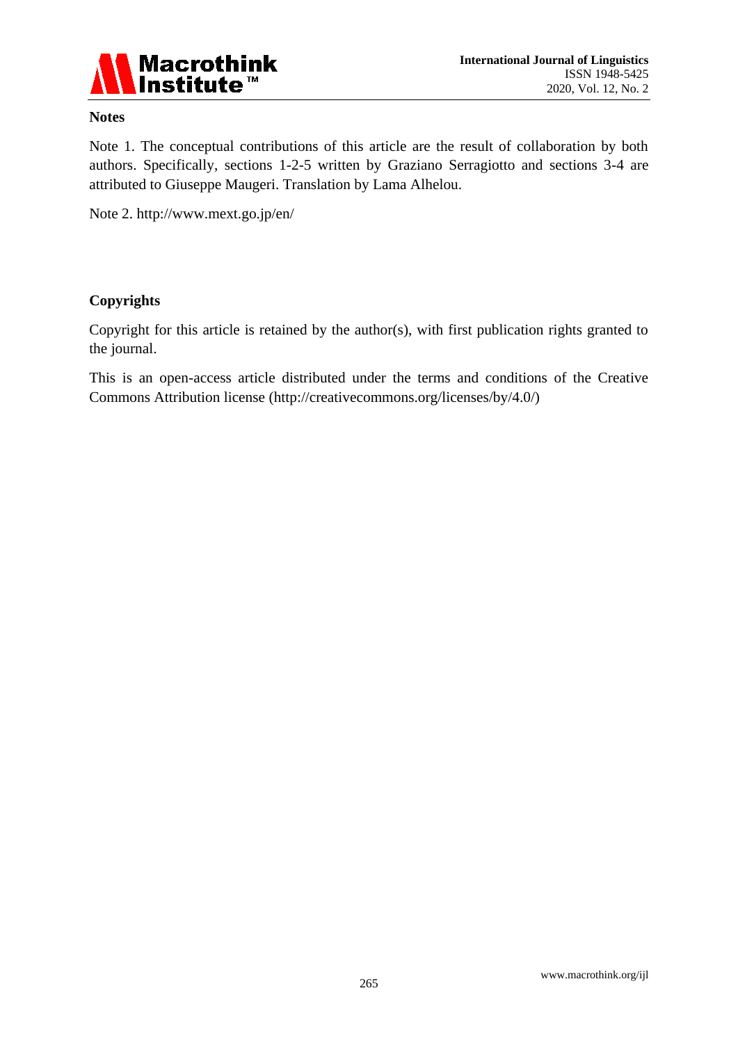## Notes

Note 1. The conceptual contributions of this article are the result of collaboration by both authors. Specifically, sections 1-2-5 written by Graziano Serragiotto and sections 3-4 are attributed to Giuseppe Maugeri. Translation by Lama Alhelou.

Note 2. http://www.mext.go.jp/en/

## Copyrights

Copyright for this article is retained by the author(s), with first publication rights granted to the journal.

This is an open-access article distributed under the terms and conditions of the Creative Commons Attribution license (http://creativecommons.org/licenses/by/4.0/)